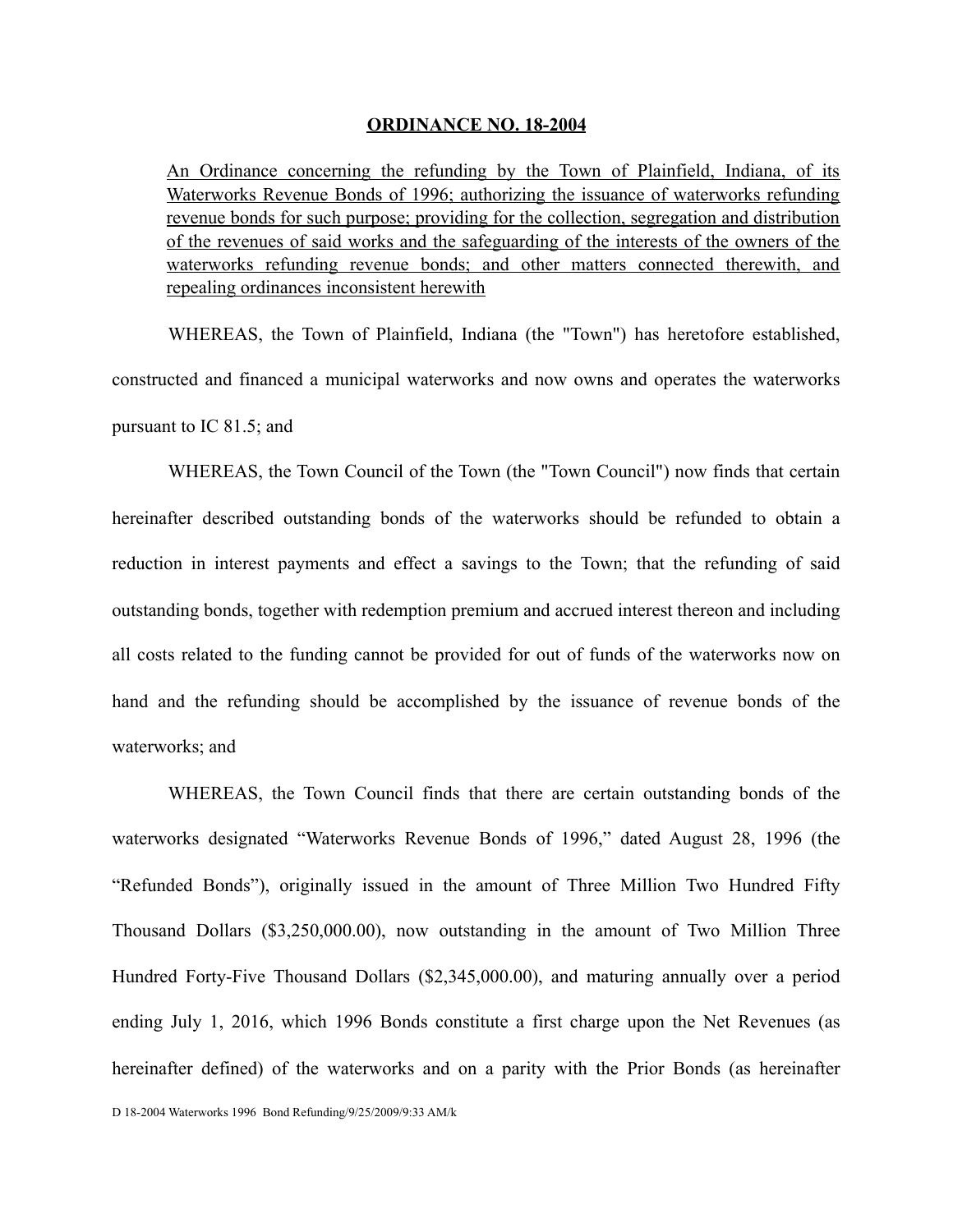# ORDINANCE NO. 18-2004

An Ordinance concerning the refunding by the Town of Plainfield, Indiana, of its Waterworks Revenue Bonds of 1996; authorizing the issuance of waterworks refunding revenue bonds for such purpose; providing for the collection, segregation and distribution of the revenues of said works and the safeguarding of the interests of the owners of the waterworks refunding revenue bonds; and other matters connected therewith, and repealing ordinances inconsistent herewith

WHEREAS, the Town of Plainfield, Indiana (the "Town") has heretofore established, constructed and financed a municipal waterworks and now owns and operates the waterworks pursuant to IC 81.5; and

WHEREAS, the Town Council of the Town (the "Town Council") now finds that certain hereinafter described outstanding bonds of the waterworks should be refunded to obtain a reduction in interest payments and effect a savings to the Town; that the refunding of said outstanding bonds, together with redemption premium and accrued interest thereon and including all costs related to the funding cannot be provided for out of funds of the waterworks now on hand and the refunding should be accomplished by the issuance of revenue bonds of the waterworks; and

WHEREAS, the Town Council finds that there are certain outstanding bonds of the waterworks designated "Waterworks Revenue Bonds of 1996," dated August 28, 1996 (the "Refunded Bonds"), originally issued in the amount of Three Million Two Hundred Fifty Thousand Dollars ($3,250,000.00), now outstanding in the amount of Two Million Three Hundred Forty-Five Thousand Dollars ($2,345,000.00), and maturing annually over a period ending July 1, 2016, which 1996 Bonds constitute a first charge upon the Net Revenues (as hereinafter defined) of the waterworks and on a parity with the Prior Bonds (as hereinafter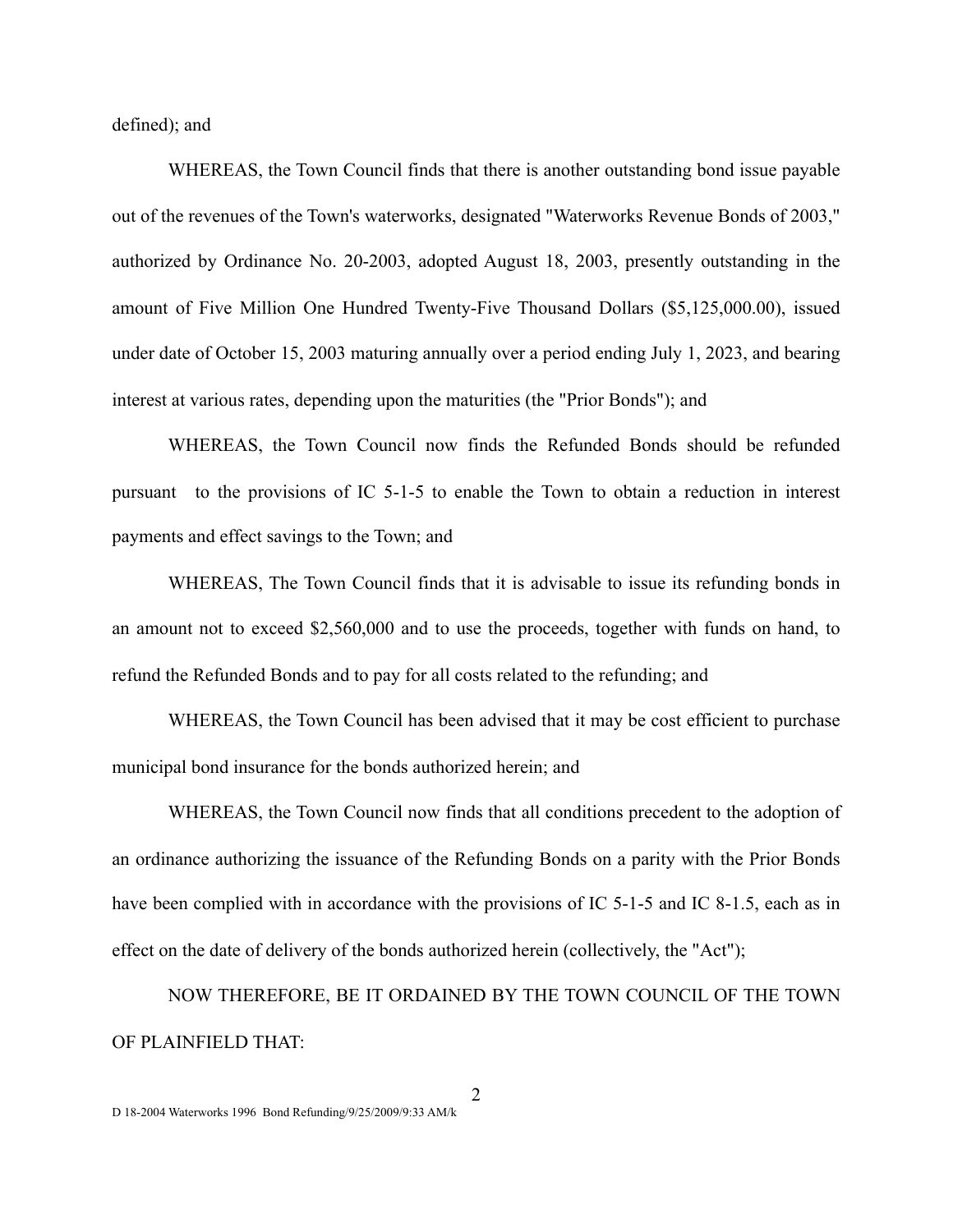defined); and

WHEREAS, the Town Council finds that there is another outstanding bond issue payable out of the revenues of the Town's waterworks, designated "Waterworks Revenue Bonds of 2003," authorized by Ordinance No. 20-2003, adopted August 18, 2003, presently outstanding in the amount of Five Million One Hundred Twenty-Five Thousand Dollars ($5,125,000.00), issued under date of October 15, 2003 maturing annually over a period ending July 1, 2023, and bearing interest at various rates, depending upon the maturities (the "Prior Bonds"); and

WHEREAS, the Town Council now finds the Refunded Bonds should be refunded pursuant to the provisions of IC 5-1-5 to enable the Town to obtain a reduction in interest payments and effect savings to the Town; and

WHEREAS, The Town Council finds that it is advisable to issue its refunding bonds in an amount not to exceed $2,560,000 and to use the proceeds, together with funds on hand, to refund the Refunded Bonds and to pay for all costs related to the refunding; and

WHEREAS, the Town Council has been advised that it may be cost efficient to purchase municipal bond insurance for the bonds authorized herein; and

WHEREAS, the Town Council now finds that all conditions precedent to the adoption of an ordinance authorizing the issuance of the Refunding Bonds on a parity with the Prior Bonds have been complied with in accordance with the provisions of IC 5-1-5 and IC 8-1.5, each as in effect on the date of delivery of the bonds authorized herein (collectively, the "Act");

NOW THEREFORE, BE IT ORDAINED BY THE TOWN COUNCIL OF THE TOWN OF PLAINFIELD THAT: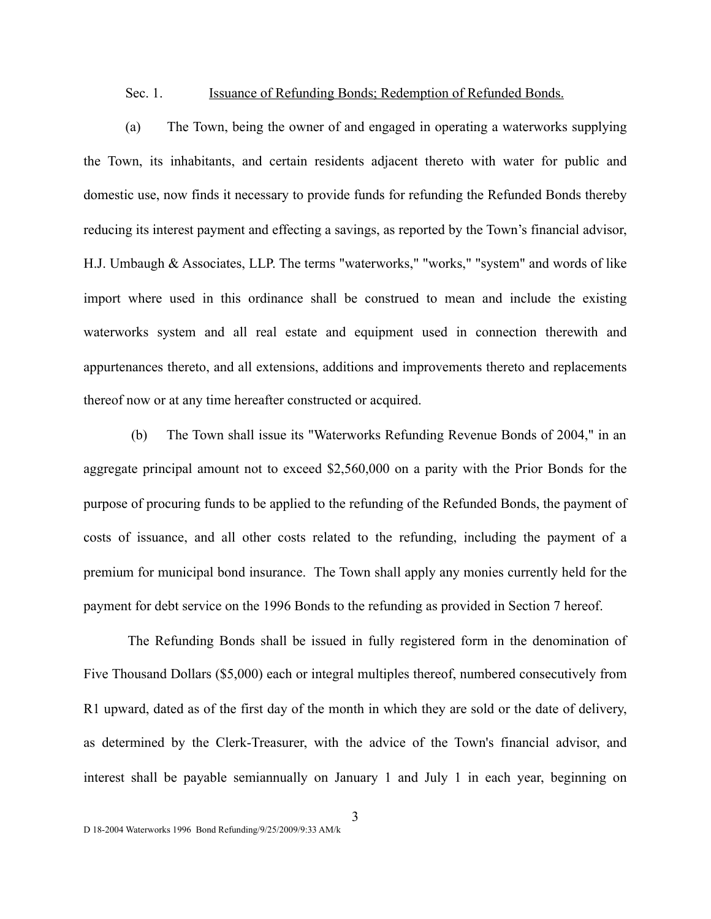Sec. 1. <u>Issuance of Refunding Bonds; Redemption of Refunded Bonds.</u>

(a) The Town, being the owner of and engaged in operating a waterworks supplying the Town, its inhabitants, and certain residents adjacent thereto with water for public and domestic use, now finds it necessary to provide funds for refunding the Refunded Bonds thereby reducing its interest payment and effecting a savings, as reported by the Town's financial advisor, H.J. Umbaugh & Associates, LLP. The terms "waterworks," "works," "system" and words of like import where used in this ordinance shall be construed to mean and include the existing waterworks system and all real estate and equipment used in connection therewith and appurtenances thereto, and all extensions, additions and improvements thereto and replacements thereof now or at any time hereafter constructed or acquired.

(b) The Town shall issue its "Waterworks Refunding Revenue Bonds of 2004," in an aggregate principal amount not to exceed $2,560,000 on a parity with the Prior Bonds for the purpose of procuring funds to be applied to the refunding of the Refunded Bonds, the payment of costs of issuance, and all other costs related to the refunding, including the payment of a premium for municipal bond insurance. The Town shall apply any monies currently held for the payment for debt service on the 1996 Bonds to the refunding as provided in Section 7 hereof.

The Refunding Bonds shall be issued in fully registered form in the denomination of Five Thousand Dollars ($5,000) each or integral multiples thereof, numbered consecutively from R1 upward, dated as of the first day of the month in which they are sold or the date of delivery, as determined by the Clerk-Treasurer, with the advice of the Town's financial advisor, and interest shall be payable semiannually on January 1 and July 1 in each year, beginning on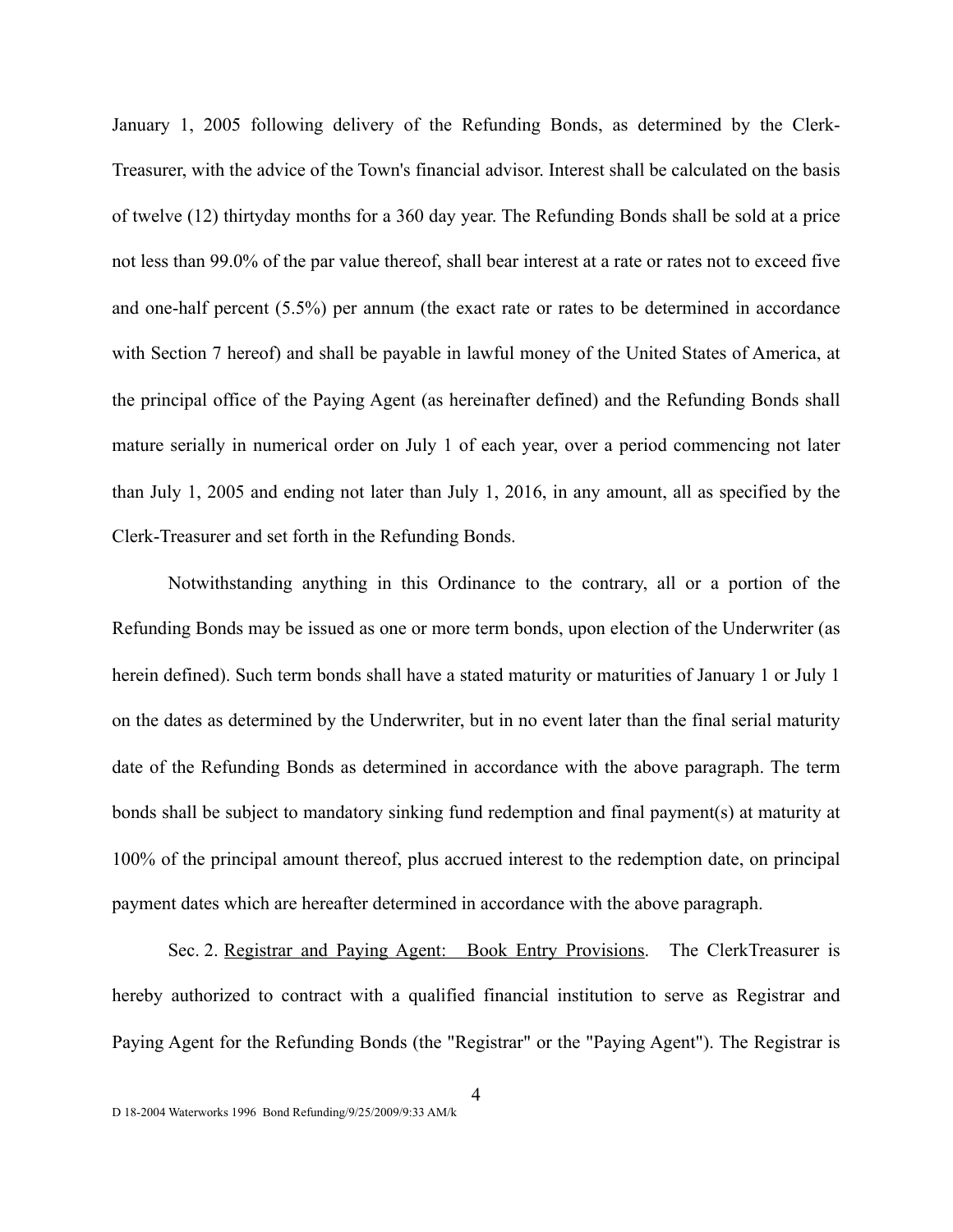January 1, 2005 following delivery of the Refunding Bonds, as determined by the Clerk-Treasurer, with the advice of the Town's financial advisor. Interest shall be calculated on the basis of twelve (12) thirtyday months for a 360 day year. The Refunding Bonds shall be sold at a price not less than 99.0% of the par value thereof, shall bear interest at a rate or rates not to exceed five and one-half percent (5.5%) per annum (the exact rate or rates to be determined in accordance with Section 7 hereof) and shall be payable in lawful money of the United States of America, at the principal office of the Paying Agent (as hereinafter defined) and the Refunding Bonds shall mature serially in numerical order on July 1 of each year, over a period commencing not later than July 1, 2005 and ending not later than July 1, 2016, in any amount, all as specified by the Clerk-Treasurer and set forth in the Refunding Bonds.

Notwithstanding anything in this Ordinance to the contrary, all or a portion of the Refunding Bonds may be issued as one or more term bonds, upon election of the Underwriter (as herein defined). Such term bonds shall have a stated maturity or maturities of January 1 or July 1 on the dates as determined by the Underwriter, but in no event later than the final serial maturity date of the Refunding Bonds as determined in accordance with the above paragraph. The term bonds shall be subject to mandatory sinking fund redemption and final payment(s) at maturity at 100% of the principal amount thereof, plus accrued interest to the redemption date, on principal payment dates which are hereafter determined in accordance with the above paragraph.

Sec. 2. Registrar and Paying Agent: Book Entry Provisions. The ClerkTreasurer is hereby authorized to contract with a qualified financial institution to serve as Registrar and Paying Agent for the Refunding Bonds (the "Registrar" or the "Paying Agent"). The Registrar is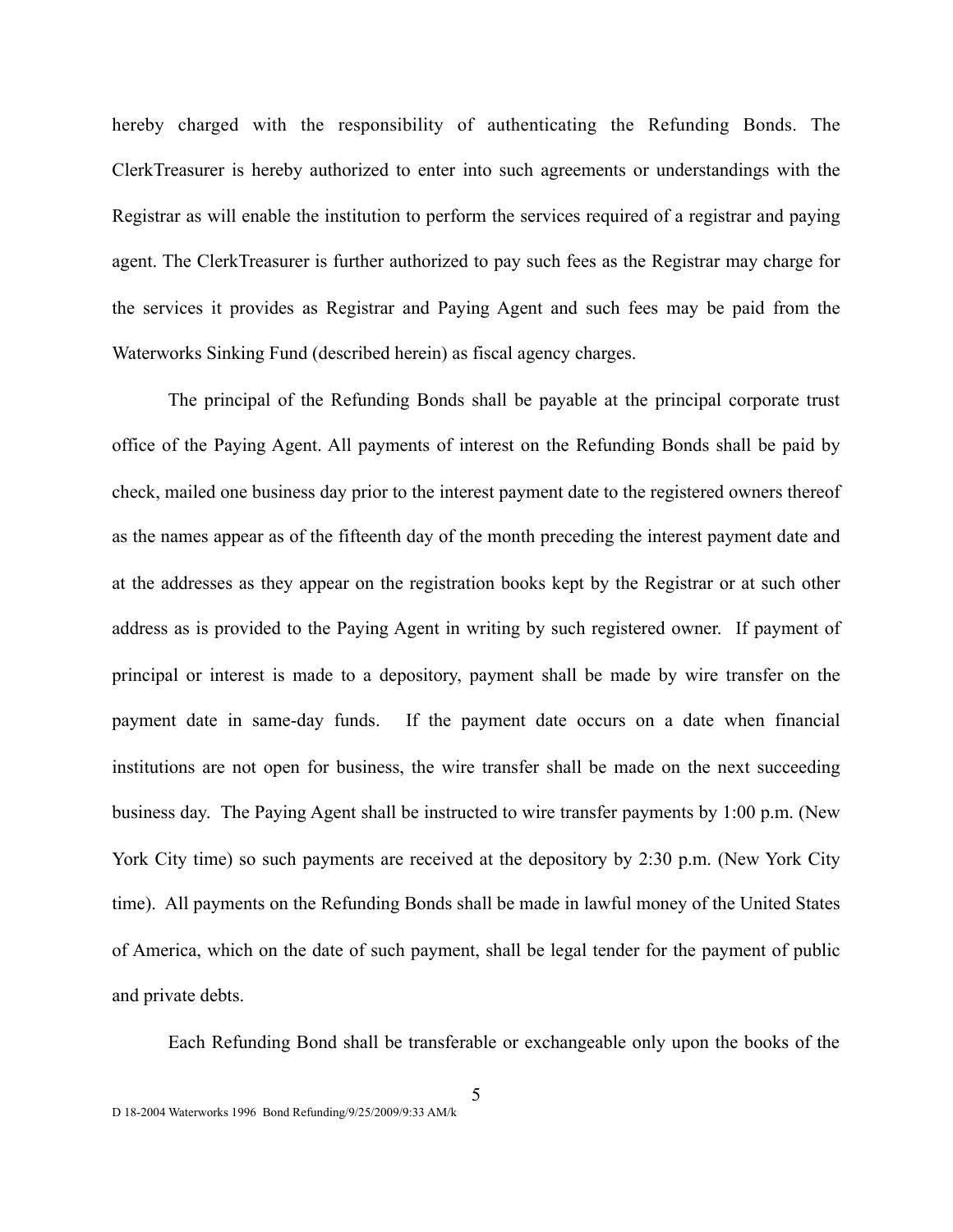hereby charged with the responsibility of authenticating the Refunding Bonds. The ClerkTreasurer is hereby authorized to enter into such agreements or understandings with the Registrar as will enable the institution to perform the services required of a registrar and paying agent. The ClerkTreasurer is further authorized to pay such fees as the Registrar may charge for the services it provides as Registrar and Paying Agent and such fees may be paid from the Waterworks Sinking Fund (described herein) as fiscal agency charges.

The principal of the Refunding Bonds shall be payable at the principal corporate trust office of the Paying Agent. All payments of interest on the Refunding Bonds shall be paid by check, mailed one business day prior to the interest payment date to the registered owners thereof as the names appear as of the fifteenth day of the month preceding the interest payment date and at the addresses as they appear on the registration books kept by the Registrar or at such other address as is provided to the Paying Agent in writing by such registered owner. If payment of principal or interest is made to a depository, payment shall be made by wire transfer on the payment date in same-day funds. If the payment date occurs on a date when financial institutions are not open for business, the wire transfer shall be made on the next succeeding business day. The Paying Agent shall be instructed to wire transfer payments by 1:00 p.m. (New York City time) so such payments are received at the depository by 2:30 p.m. (New York City time). All payments on the Refunding Bonds shall be made in lawful money of the United States of America, which on the date of such payment, shall be legal tender for the payment of public and private debts.

Each Refunding Bond shall be transferable or exchangeable only upon the books of the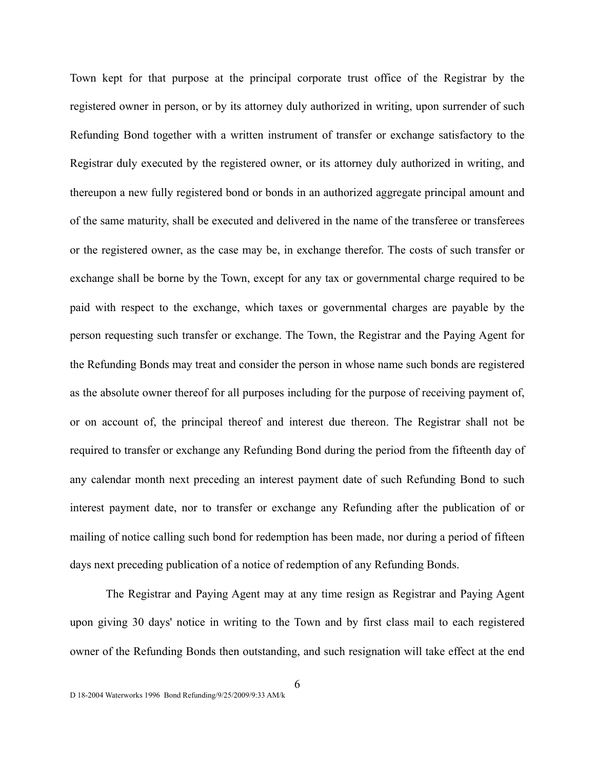Town kept for that purpose at the principal corporate trust office of the Registrar by the registered owner in person, or by its attorney duly authorized in writing, upon surrender of such Refunding Bond together with a written instrument of transfer or exchange satisfactory to the Registrar duly executed by the registered owner, or its attorney duly authorized in writing, and thereupon a new fully registered bond or bonds in an authorized aggregate principal amount and of the same maturity, shall be executed and delivered in the name of the transferee or transferees or the registered owner, as the case may be, in exchange therefor. The costs of such transfer or exchange shall be borne by the Town, except for any tax or governmental charge required to be paid with respect to the exchange, which taxes or governmental charges are payable by the person requesting such transfer or exchange. The Town, the Registrar and the Paying Agent for the Refunding Bonds may treat and consider the person in whose name such bonds are registered as the absolute owner thereof for all purposes including for the purpose of receiving payment of, or on account of, the principal thereof and interest due thereon. The Registrar shall not be required to transfer or exchange any Refunding Bond during the period from the fifteenth day of any calendar month next preceding an interest payment date of such Refunding Bond to such interest payment date, nor to transfer or exchange any Refunding after the publication of or mailing of notice calling such bond for redemption has been made, nor during a period of fifteen days next preceding publication of a notice of redemption of any Refunding Bonds.

The Registrar and Paying Agent may at any time resign as Registrar and Paying Agent upon giving 30 days' notice in writing to the Town and by first class mail to each registered owner of the Refunding Bonds then outstanding, and such resignation will take effect at the end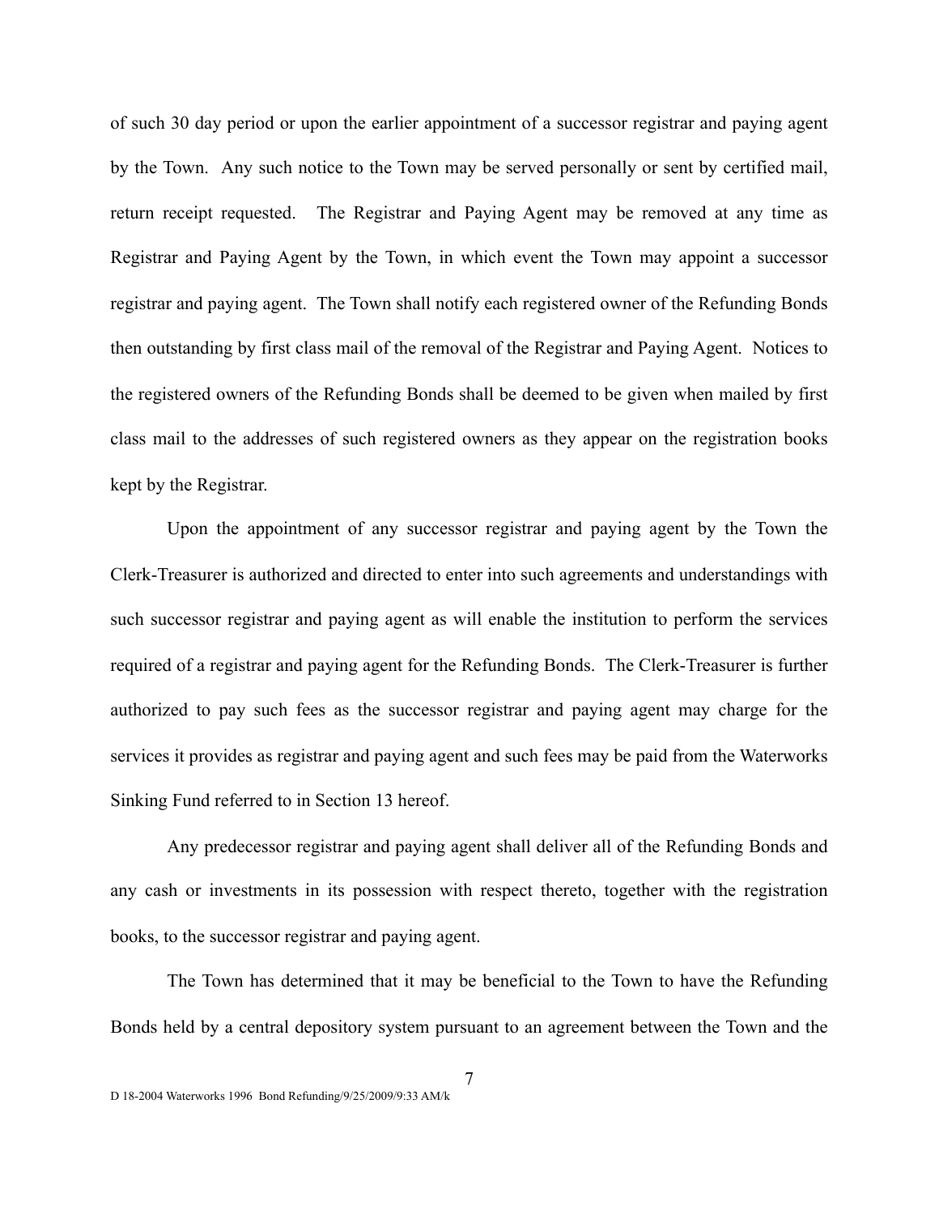of such 30 day period or upon the earlier appointment of a successor registrar and paying agent by the Town. Any such notice to the Town may be served personally or sent by certified mail, return receipt requested. The Registrar and Paying Agent may be removed at any time as Registrar and Paying Agent by the Town, in which event the Town may appoint a successor registrar and paying agent. The Town shall notify each registered owner of the Refunding Bonds then outstanding by first class mail of the removal of the Registrar and Paying Agent. Notices to the registered owners of the Refunding Bonds shall be deemed to be given when mailed by first class mail to the addresses of such registered owners as they appear on the registration books kept by the Registrar.

Upon the appointment of any successor registrar and paying agent by the Town the Clerk-Treasurer is authorized and directed to enter into such agreements and understandings with such successor registrar and paying agent as will enable the institution to perform the services required of a registrar and paying agent for the Refunding Bonds. The Clerk-Treasurer is further authorized to pay such fees as the successor registrar and paying agent may charge for the services it provides as registrar and paying agent and such fees may be paid from the Waterworks Sinking Fund referred to in Section 13 hereof.

Any predecessor registrar and paying agent shall deliver all of the Refunding Bonds and any cash or investments in its possession with respect thereto, together with the registration books, to the successor registrar and paying agent.

The Town has determined that it may be beneficial to the Town to have the Refunding Bonds held by a central depository system pursuant to an agreement between the Town and the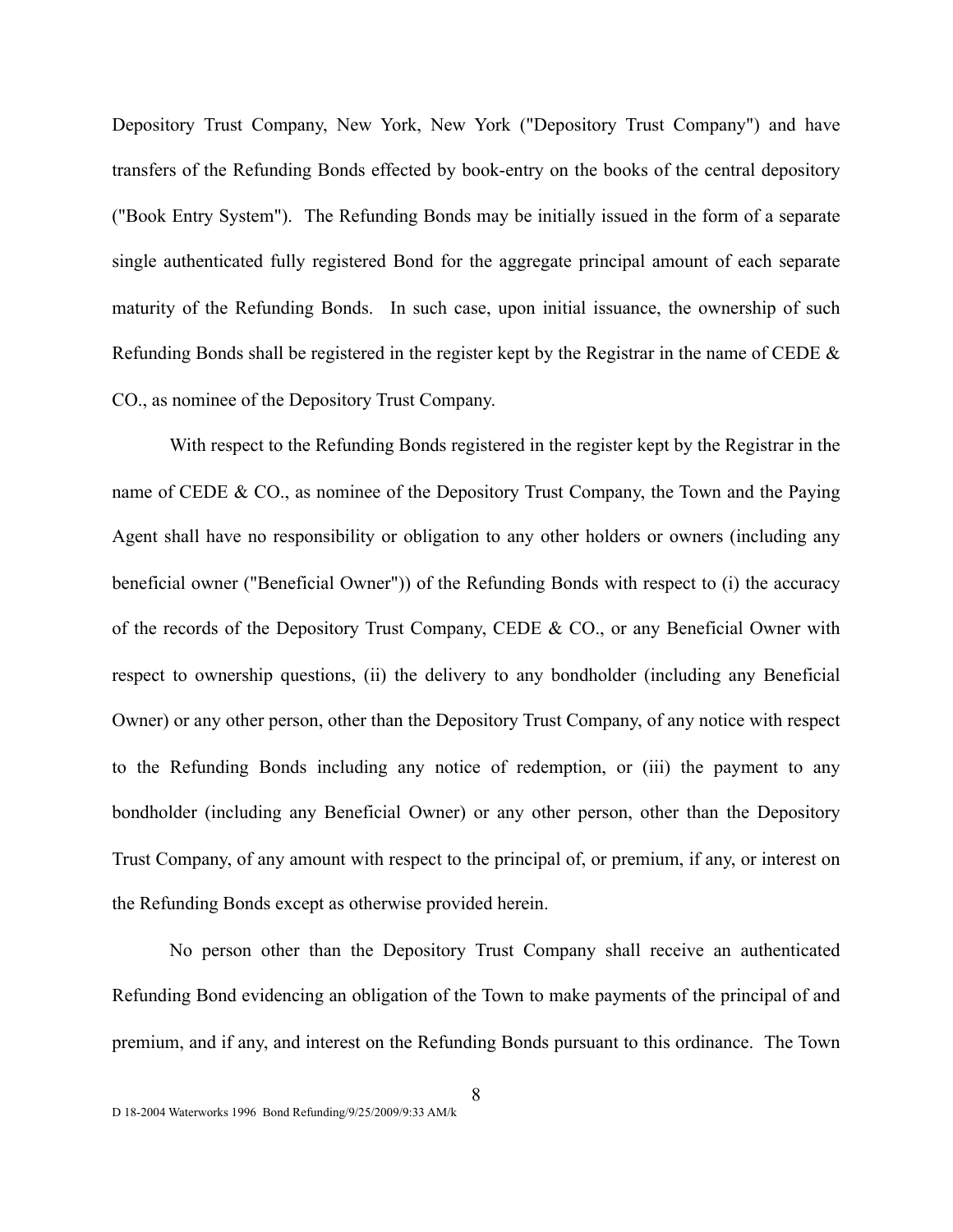Depository Trust Company, New York, New York ("Depository Trust Company") and have transfers of the Refunding Bonds effected by book-entry on the books of the central depository ("Book Entry System"). The Refunding Bonds may be initially issued in the form of a separate single authenticated fully registered Bond for the aggregate principal amount of each separate maturity of the Refunding Bonds. In such case, upon initial issuance, the ownership of such Refunding Bonds shall be registered in the register kept by the Registrar in the name of CEDE & CO., as nominee of the Depository Trust Company.

With respect to the Refunding Bonds registered in the register kept by the Registrar in the name of CEDE & CO., as nominee of the Depository Trust Company, the Town and the Paying Agent shall have no responsibility or obligation to any other holders or owners (including any beneficial owner ("Beneficial Owner")) of the Refunding Bonds with respect to (i) the accuracy of the records of the Depository Trust Company, CEDE & CO., or any Beneficial Owner with respect to ownership questions, (ii) the delivery to any bondholder (including any Beneficial Owner) or any other person, other than the Depository Trust Company, of any notice with respect to the Refunding Bonds including any notice of redemption, or (iii) the payment to any bondholder (including any Beneficial Owner) or any other person, other than the Depository Trust Company, of any amount with respect to the principal of, or premium, if any, or interest on the Refunding Bonds except as otherwise provided herein.

No person other than the Depository Trust Company shall receive an authenticated Refunding Bond evidencing an obligation of the Town to make payments of the principal of and premium, and if any, and interest on the Refunding Bonds pursuant to this ordinance. The Town

D 18-2004 Waterworks 1996 Bond Refunding/9/25/2009/9:33 AM/k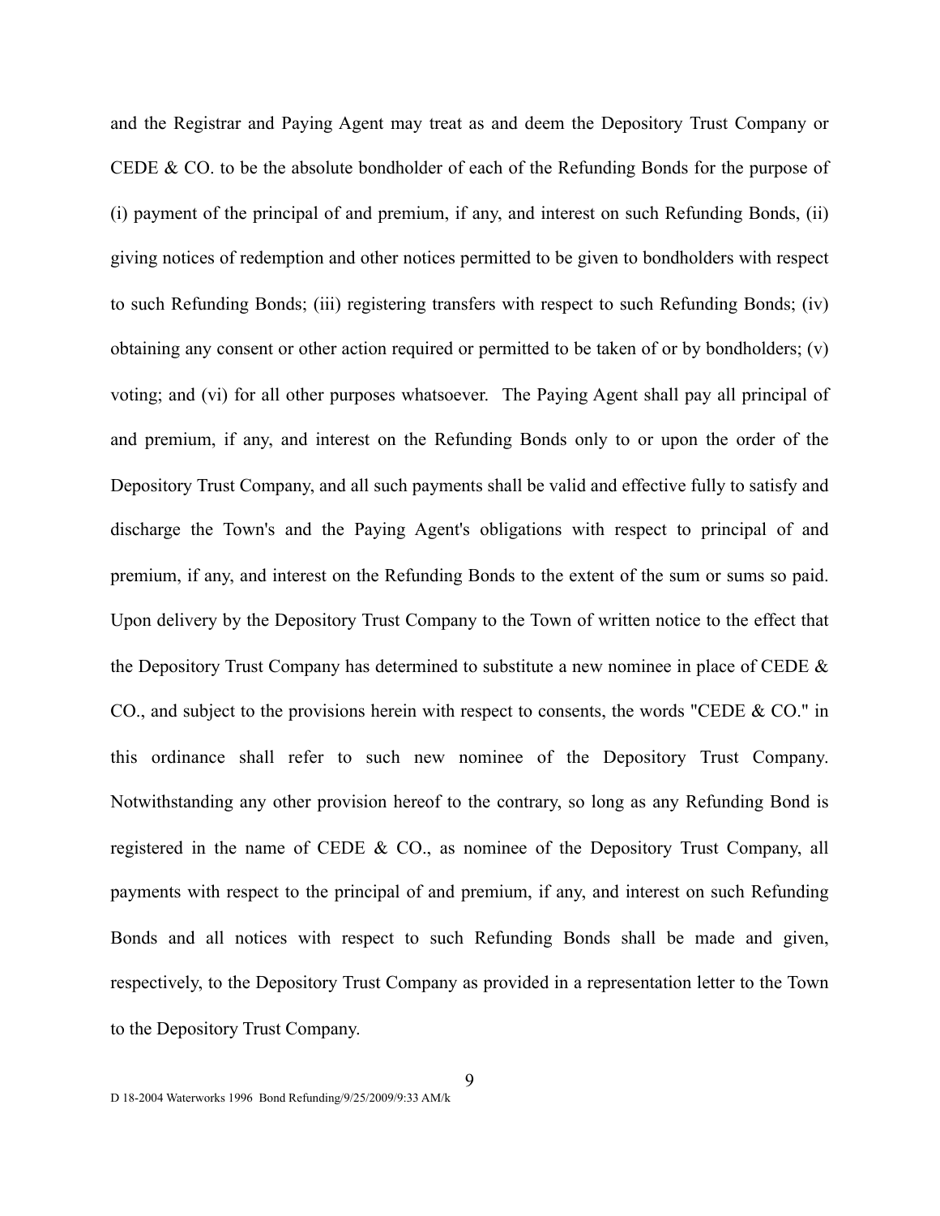and the Registrar and Paying Agent may treat as and deem the Depository Trust Company or CEDE & CO. to be the absolute bondholder of each of the Refunding Bonds for the purpose of (i) payment of the principal of and premium, if any, and interest on such Refunding Bonds, (ii) giving notices of redemption and other notices permitted to be given to bondholders with respect to such Refunding Bonds; (iii) registering transfers with respect to such Refunding Bonds; (iv) obtaining any consent or other action required or permitted to be taken of or by bondholders; (v) voting; and (vi) for all other purposes whatsoever. The Paying Agent shall pay all principal of and premium, if any, and interest on the Refunding Bonds only to or upon the order of the Depository Trust Company, and all such payments shall be valid and effective fully to satisfy and discharge the Town's and the Paying Agent's obligations with respect to principal of and premium, if any, and interest on the Refunding Bonds to the extent of the sum or sums so paid. Upon delivery by the Depository Trust Company to the Town of written notice to the effect that the Depository Trust Company has determined to substitute a new nominee in place of CEDE & CO., and subject to the provisions herein with respect to consents, the words "CEDE & CO." in this ordinance shall refer to such new nominee of the Depository Trust Company. Notwithstanding any other provision hereof to the contrary, so long as any Refunding Bond is registered in the name of CEDE & CO., as nominee of the Depository Trust Company, all payments with respect to the principal of and premium, if any, and interest on such Refunding Bonds and all notices with respect to such Refunding Bonds shall be made and given, respectively, to the Depository Trust Company as provided in a representation letter to the Town to the Depository Trust Company.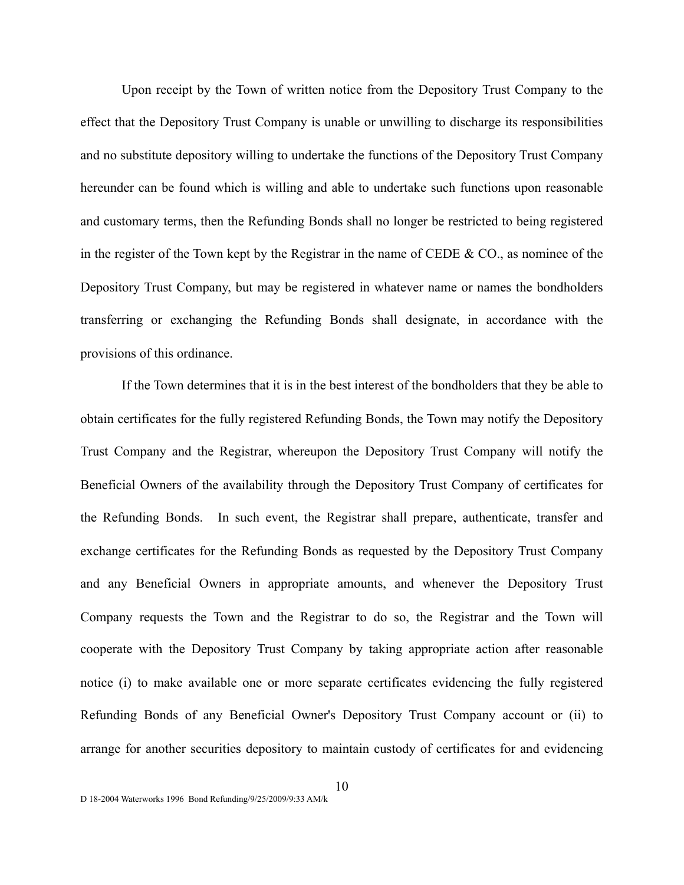Upon receipt by the Town of written notice from the Depository Trust Company to the effect that the Depository Trust Company is unable or unwilling to discharge its responsibilities and no substitute depository willing to undertake the functions of the Depository Trust Company hereunder can be found which is willing and able to undertake such functions upon reasonable and customary terms, then the Refunding Bonds shall no longer be restricted to being registered in the register of the Town kept by the Registrar in the name of CEDE & CO., as nominee of the Depository Trust Company, but may be registered in whatever name or names the bondholders transferring or exchanging the Refunding Bonds shall designate, in accordance with the provisions of this ordinance.

If the Town determines that it is in the best interest of the bondholders that they be able to obtain certificates for the fully registered Refunding Bonds, the Town may notify the Depository Trust Company and the Registrar, whereupon the Depository Trust Company will notify the Beneficial Owners of the availability through the Depository Trust Company of certificates for the Refunding Bonds. In such event, the Registrar shall prepare, authenticate, transfer and exchange certificates for the Refunding Bonds as requested by the Depository Trust Company and any Beneficial Owners in appropriate amounts, and whenever the Depository Trust Company requests the Town and the Registrar to do so, the Registrar and the Town will cooperate with the Depository Trust Company by taking appropriate action after reasonable notice (i) to make available one or more separate certificates evidencing the fully registered Refunding Bonds of any Beneficial Owner's Depository Trust Company account or (ii) to arrange for another securities depository to maintain custody of certificates for and evidencing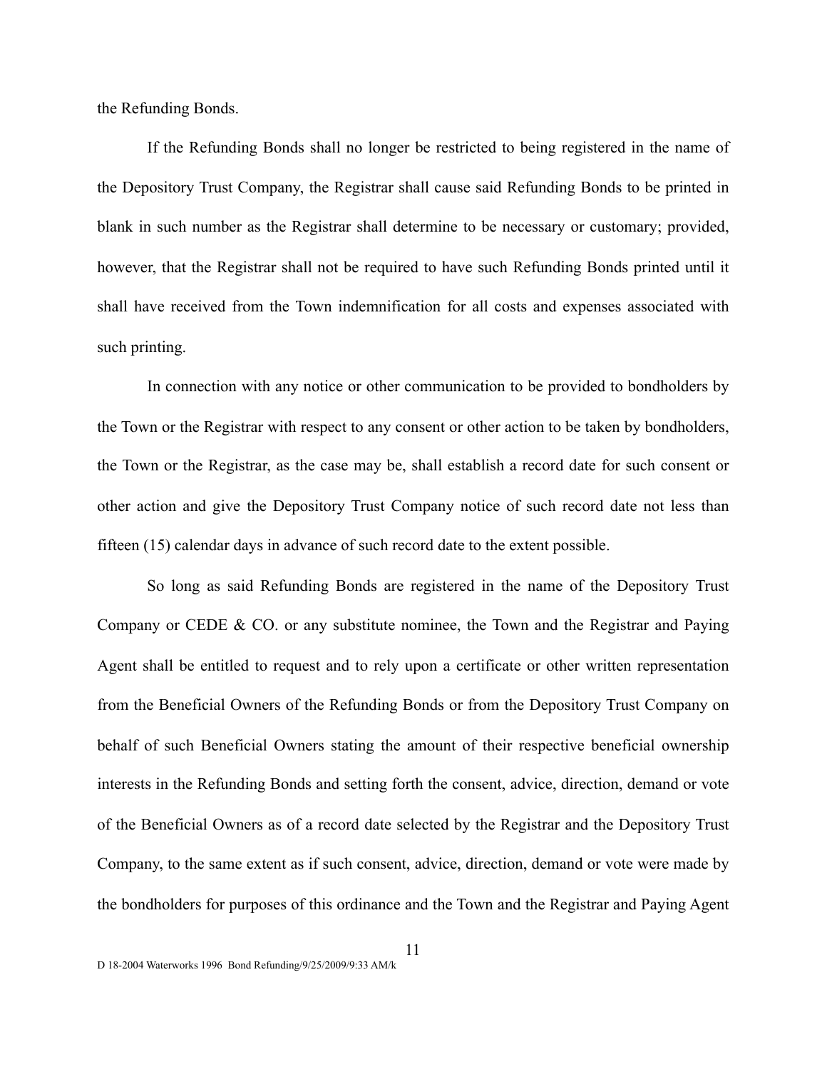the Refunding Bonds.

If the Refunding Bonds shall no longer be restricted to being registered in the name of the Depository Trust Company, the Registrar shall cause said Refunding Bonds to be printed in blank in such number as the Registrar shall determine to be necessary or customary; provided, however, that the Registrar shall not be required to have such Refunding Bonds printed until it shall have received from the Town indemnification for all costs and expenses associated with such printing.

In connection with any notice or other communication to be provided to bondholders by the Town or the Registrar with respect to any consent or other action to be taken by bondholders, the Town or the Registrar, as the case may be, shall establish a record date for such consent or other action and give the Depository Trust Company notice of such record date not less than fifteen (15) calendar days in advance of such record date to the extent possible.

So long as said Refunding Bonds are registered in the name of the Depository Trust Company or CEDE & CO. or any substitute nominee, the Town and the Registrar and Paying Agent shall be entitled to request and to rely upon a certificate or other written representation from the Beneficial Owners of the Refunding Bonds or from the Depository Trust Company on behalf of such Beneficial Owners stating the amount of their respective beneficial ownership interests in the Refunding Bonds and setting forth the consent, advice, direction, demand or vote of the Beneficial Owners as of a record date selected by the Registrar and the Depository Trust Company, to the same extent as if such consent, advice, direction, demand or vote were made by the bondholders for purposes of this ordinance and the Town and the Registrar and Paying Agent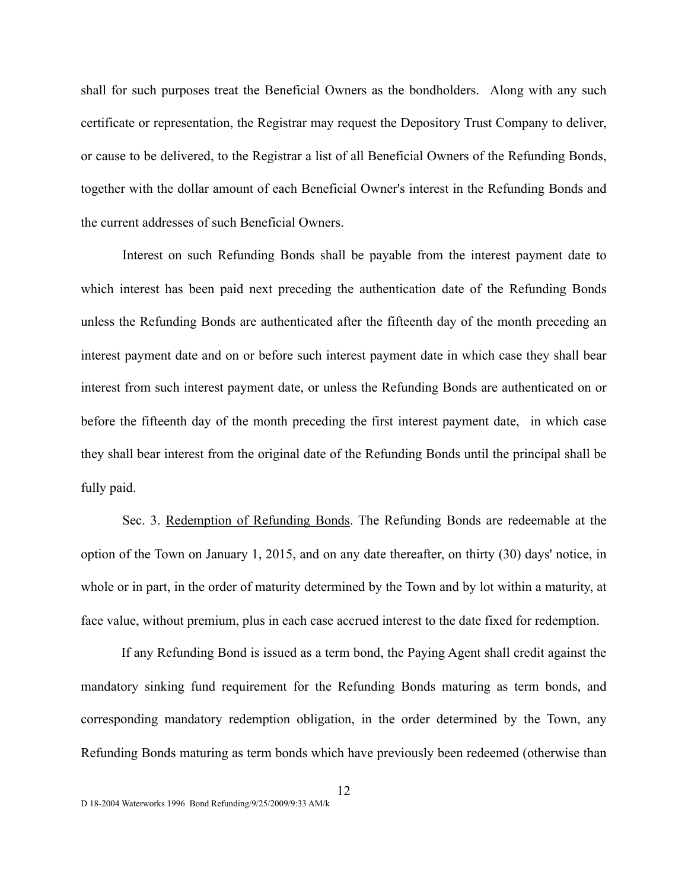shall for such purposes treat the Beneficial Owners as the bondholders. Along with any such certificate or representation, the Registrar may request the Depository Trust Company to deliver, or cause to be delivered, to the Registrar a list of all Beneficial Owners of the Refunding Bonds, together with the dollar amount of each Beneficial Owner's interest in the Refunding Bonds and the current addresses of such Beneficial Owners.

Interest on such Refunding Bonds shall be payable from the interest payment date to which interest has been paid next preceding the authentication date of the Refunding Bonds unless the Refunding Bonds are authenticated after the fifteenth day of the month preceding an interest payment date and on or before such interest payment date in which case they shall bear interest from such interest payment date, or unless the Refunding Bonds are authenticated on or before the fifteenth day of the month preceding the first interest payment date, in which case they shall bear interest from the original date of the Refunding Bonds until the principal shall be fully paid.

Sec. 3. Redemption of Refunding Bonds. The Refunding Bonds are redeemable at the option of the Town on January 1, 2015, and on any date thereafter, on thirty (30) days' notice, in whole or in part, in the order of maturity determined by the Town and by lot within a maturity, at face value, without premium, plus in each case accrued interest to the date fixed for redemption.

If any Refunding Bond is issued as a term bond, the Paying Agent shall credit against the mandatory sinking fund requirement for the Refunding Bonds maturing as term bonds, and corresponding mandatory redemption obligation, in the order determined by the Town, any Refunding Bonds maturing as term bonds which have previously been redeemed (otherwise than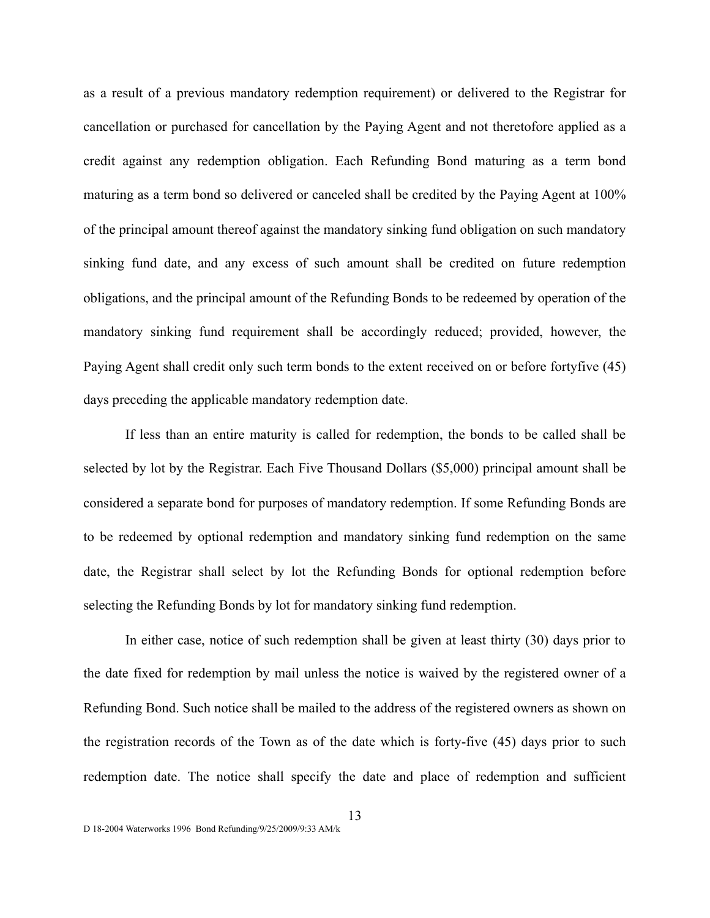as a result of a previous mandatory redemption requirement) or delivered to the Registrar for cancellation or purchased for cancellation by the Paying Agent and not theretofore applied as a credit against any redemption obligation. Each Refunding Bond maturing as a term bond maturing as a term bond so delivered or canceled shall be credited by the Paying Agent at 100% of the principal amount thereof against the mandatory sinking fund obligation on such mandatory sinking fund date, and any excess of such amount shall be credited on future redemption obligations, and the principal amount of the Refunding Bonds to be redeemed by operation of the mandatory sinking fund requirement shall be accordingly reduced; provided, however, the Paying Agent shall credit only such term bonds to the extent received on or before fortyfive (45) days preceding the applicable mandatory redemption date.

If less than an entire maturity is called for redemption, the bonds to be called shall be selected by lot by the Registrar. Each Five Thousand Dollars ($5,000) principal amount shall be considered a separate bond for purposes of mandatory redemption. If some Refunding Bonds are to be redeemed by optional redemption and mandatory sinking fund redemption on the same date, the Registrar shall select by lot the Refunding Bonds for optional redemption before selecting the Refunding Bonds by lot for mandatory sinking fund redemption.

In either case, notice of such redemption shall be given at least thirty (30) days prior to the date fixed for redemption by mail unless the notice is waived by the registered owner of a Refunding Bond. Such notice shall be mailed to the address of the registered owners as shown on the registration records of the Town as of the date which is forty-five (45) days prior to such redemption date. The notice shall specify the date and place of redemption and sufficient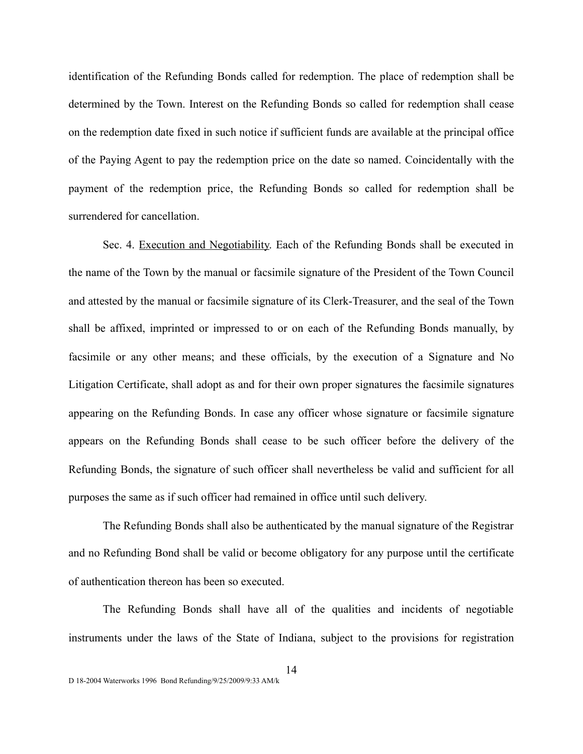identification of the Refunding Bonds called for redemption. The place of redemption shall be determined by the Town. Interest on the Refunding Bonds so called for redemption shall cease on the redemption date fixed in such notice if sufficient funds are available at the principal office of the Paying Agent to pay the redemption price on the date so named. Coincidentally with the payment of the redemption price, the Refunding Bonds so called for redemption shall be surrendered for cancellation.

Sec. 4. Execution and Negotiability. Each of the Refunding Bonds shall be executed in the name of the Town by the manual or facsimile signature of the President of the Town Council and attested by the manual or facsimile signature of its Clerk-Treasurer, and the seal of the Town shall be affixed, imprinted or impressed to or on each of the Refunding Bonds manually, by facsimile or any other means; and these officials, by the execution of a Signature and No Litigation Certificate, shall adopt as and for their own proper signatures the facsimile signatures appearing on the Refunding Bonds. In case any officer whose signature or facsimile signature appears on the Refunding Bonds shall cease to be such officer before the delivery of the Refunding Bonds, the signature of such officer shall nevertheless be valid and sufficient for all purposes the same as if such officer had remained in office until such delivery.

The Refunding Bonds shall also be authenticated by the manual signature of the Registrar and no Refunding Bond shall be valid or become obligatory for any purpose until the certificate of authentication thereon has been so executed.

The Refunding Bonds shall have all of the qualities and incidents of negotiable instruments under the laws of the State of Indiana, subject to the provisions for registration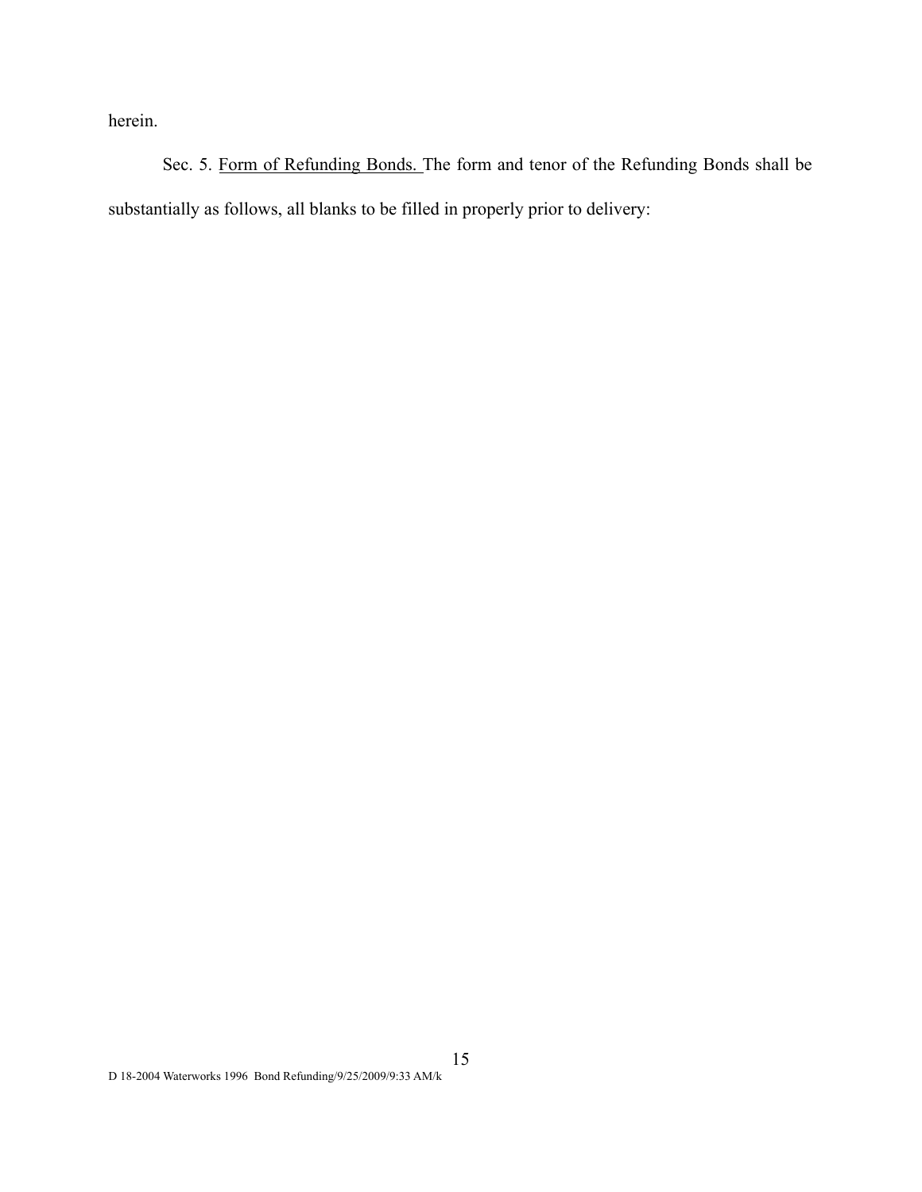herein.

Sec. 5. Form of Refunding Bonds. The form and tenor of the Refunding Bonds shall be substantially as follows, all blanks to be filled in properly prior to delivery: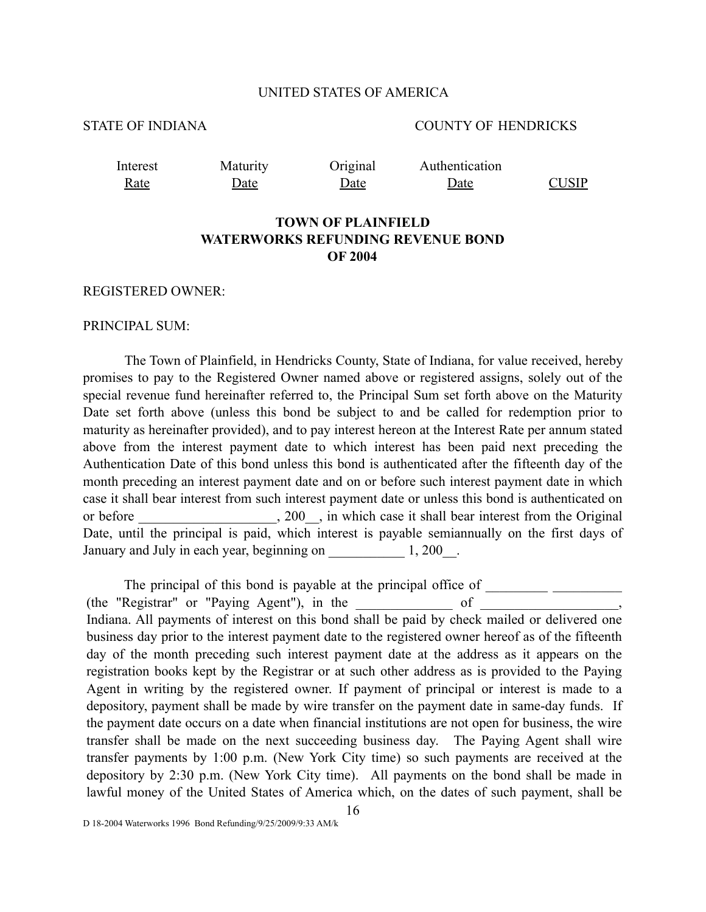UNITED STATES OF AMERICA

STATE OF INDIANA COUNTY OF HENDRICKS

| Interest Rate | Maturity Date | Original Date | Authentication Date | CUSIP |
|---|---|---|---|---|
| | | | | |

**TOWN OF PLAINFIELD**
**WATERWORKS REFUNDING REVENUE BOND**
**OF 2004**

REGISTERED OWNER:

PRINCIPAL SUM:

The Town of Plainfield, in Hendricks County, State of Indiana, for value received, hereby promises to pay to the Registered Owner named above or registered assigns, solely out of the special revenue fund hereinafter referred to, the Principal Sum set forth above on the Maturity Date set forth above (unless this bond be subject to and be called for redemption prior to maturity as hereinafter provided), and to pay interest hereon at the Interest Rate per annum stated above from the interest payment date to which interest has been paid next preceding the Authentication Date of this bond unless this bond is authenticated after the fifteenth day of the month preceding an interest payment date and on or before such interest payment date in which case it shall bear interest from such interest payment date or unless this bond is authenticated on or before ____________________, 200__, in which case it shall bear interest from the Original Date, until the principal is paid, which interest is payable semiannually on the first days of January and July in each year, beginning on ___________ 1, 200__.

The principal of this bond is payable at the principal office of _________ __________ (the "Registrar" or "Paying Agent"), in the ______________ of ____________________, Indiana. All payments of interest on this bond shall be paid by check mailed or delivered one business day prior to the interest payment date to the registered owner hereof as of the fifteenth day of the month preceding such interest payment date at the address as it appears on the registration books kept by the Registrar or at such other address as is provided to the Paying Agent in writing by the registered owner. If payment of principal or interest is made to a depository, payment shall be made by wire transfer on the payment date in same-day funds. If the payment date occurs on a date when financial institutions are not open for business, the wire transfer shall be made on the next succeeding business day. The Paying Agent shall wire transfer payments by 1:00 p.m. (New York City time) so such payments are received at the depository by 2:30 p.m. (New York City time). All payments on the bond shall be made in lawful money of the United States of America which, on the dates of such payment, shall be

D 18-2004 Waterworks 1996 Bond Refunding/9/25/2009/9:33 AM/k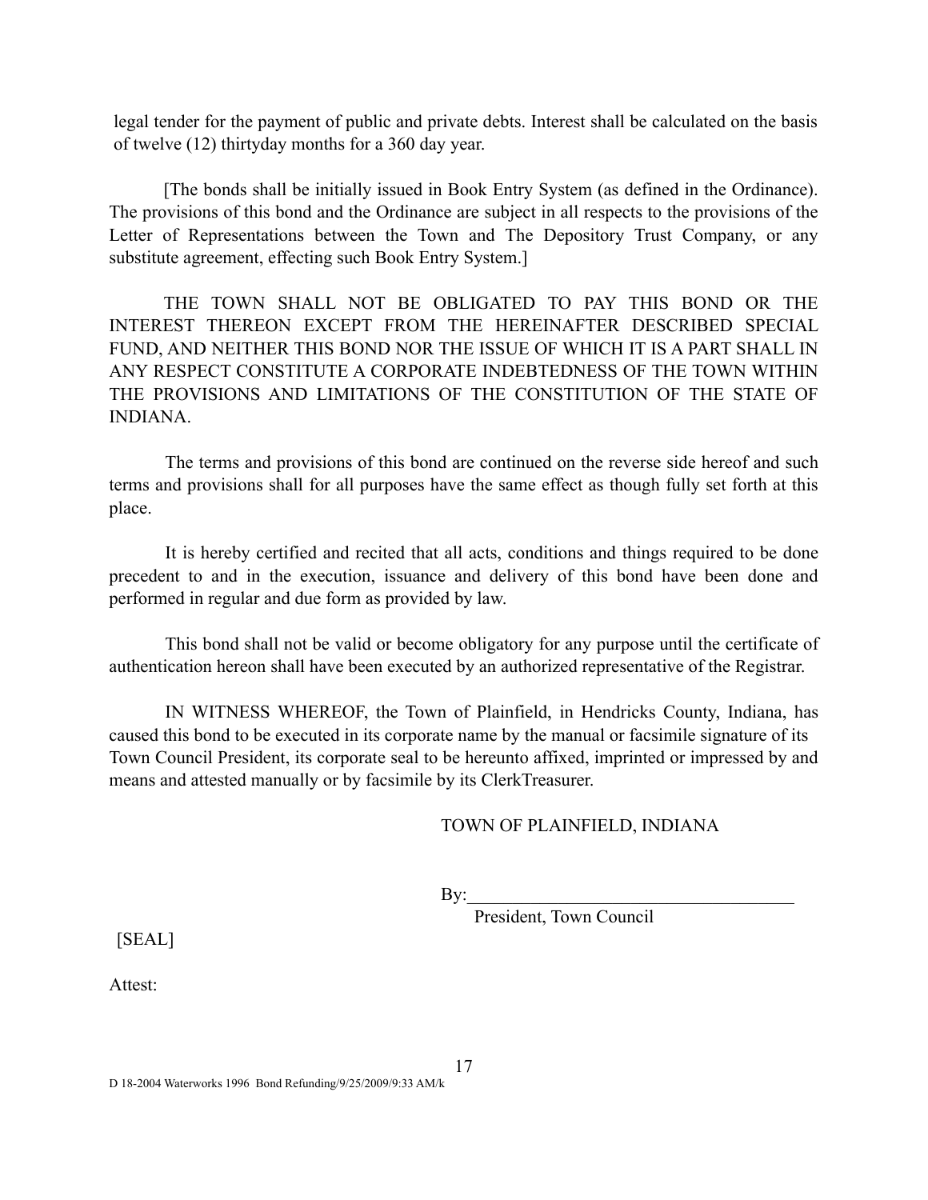legal tender for the payment of public and private debts. Interest shall be calculated on the basis of twelve (12) thirtyday months for a 360 day year.

[The bonds shall be initially issued in Book Entry System (as defined in the Ordinance). The provisions of this bond and the Ordinance are subject in all respects to the provisions of the Letter of Representations between the Town and The Depository Trust Company, or any substitute agreement, effecting such Book Entry System.]

THE TOWN SHALL NOT BE OBLIGATED TO PAY THIS BOND OR THE INTEREST THEREON EXCEPT FROM THE HEREINAFTER DESCRIBED SPECIAL FUND, AND NEITHER THIS BOND NOR THE ISSUE OF WHICH IT IS A PART SHALL IN ANY RESPECT CONSTITUTE A CORPORATE INDEBTEDNESS OF THE TOWN WITHIN THE PROVISIONS AND LIMITATIONS OF THE CONSTITUTION OF THE STATE OF INDIANA.

The terms and provisions of this bond are continued on the reverse side hereof and such terms and provisions shall for all purposes have the same effect as though fully set forth at this place.

It is hereby certified and recited that all acts, conditions and things required to be done precedent to and in the execution, issuance and delivery of this bond have been done and performed in regular and due form as provided by law.

This bond shall not be valid or become obligatory for any purpose until the certificate of authentication hereon shall have been executed by an authorized representative of the Registrar.

IN WITNESS WHEREOF, the Town of Plainfield, in Hendricks County, Indiana, has caused this bond to be executed in its corporate name by the manual or facsimile signature of its Town Council President, its corporate seal to be hereunto affixed, imprinted or impressed by and means and attested manually or by facsimile by its ClerkTreasurer.

TOWN OF PLAINFIELD, INDIANA

By:\_\_\_\_\_\_\_\_\_\_\_\_\_\_\_\_\_\_\_\_\_\_\_\_\_\_\_\_\_\_\_\_\_\_\_\_

President, Town Council

[SEAL]

Attest:

D 18-2004 Waterworks 1996 Bond Refunding/9/25/2009/9:33 AM/k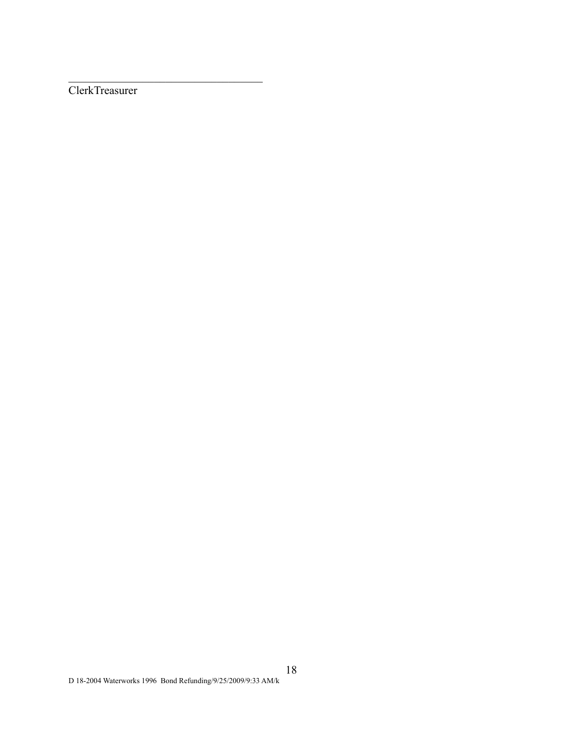\_\_\_\_\_\_\_\_\_\_\_\_\_\_\_\_\_\_\_\_\_\_\_\_\_\_\_\_\_\_\_\_\_\_\_\_\_\_\_\_

ClerkTreasurer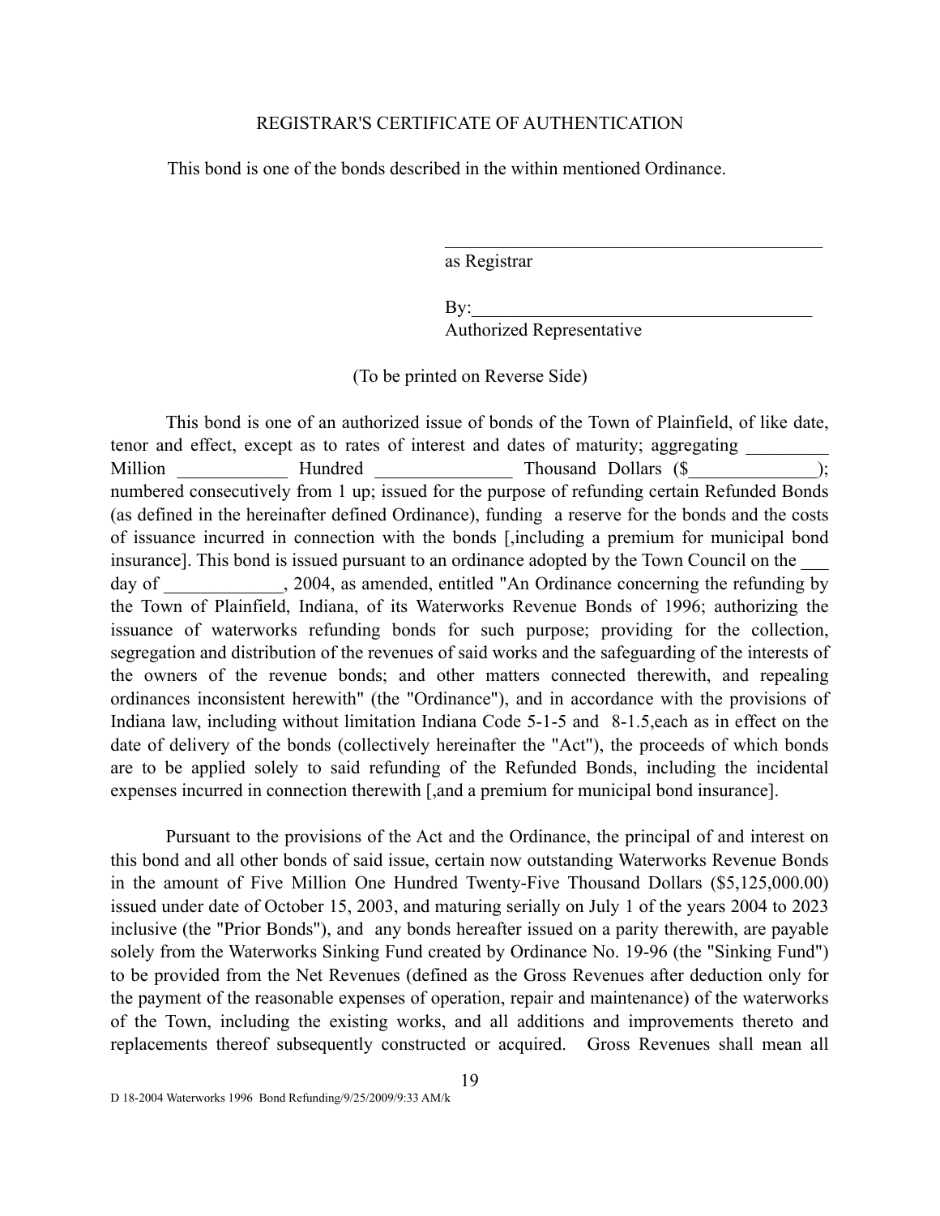REGISTRAR'S CERTIFICATE OF AUTHENTICATION

This bond is one of the bonds described in the within mentioned Ordinance.

\_\_\_\_\_\_\_\_\_\_\_\_\_\_\_\_\_\_\_\_\_\_\_\_\_\_\_\_\_\_\_\_\_\_\_\_\_\_\_\_\_
as Registrar

By:\_\_\_\_\_\_\_\_\_\_\_\_\_\_\_\_\_\_\_\_\_\_\_\_\_\_\_\_\_\_\_\_\_\_\_\_\_
Authorized Representative

(To be printed on Reverse Side)

This bond is one of an authorized issue of bonds of the Town of Plainfield, of like date, tenor and effect, except as to rates of interest and dates of maturity; aggregating \_\_\_\_\_\_\_\_\_ Million \_\_\_\_\_\_\_\_\_\_\_\_ Hundred \_\_\_\_\_\_\_\_\_\_\_\_\_\_\_ Thousand Dollars ($\_\_\_\_\_\_\_\_\_\_\_\_\_\_); numbered consecutively from 1 up; issued for the purpose of refunding certain Refunded Bonds (as defined in the hereinafter defined Ordinance), funding a reserve for the bonds and the costs of issuance incurred in connection with the bonds [,including a premium for municipal bond insurance]. This bond is issued pursuant to an ordinance adopted by the Town Council on the \_\_\_ day of \_\_\_\_\_\_\_\_\_\_\_\_\_, 2004, as amended, entitled "An Ordinance concerning the refunding by the Town of Plainfield, Indiana, of its Waterworks Revenue Bonds of 1996; authorizing the issuance of waterworks refunding bonds for such purpose; providing for the collection, segregation and distribution of the revenues of said works and the safeguarding of the interests of the owners of the revenue bonds; and other matters connected therewith, and repealing ordinances inconsistent herewith" (the "Ordinance"), and in accordance with the provisions of Indiana law, including without limitation Indiana Code 5-1-5 and 8-1.5,each as in effect on the date of delivery of the bonds (collectively hereinafter the "Act"), the proceeds of which bonds are to be applied solely to said refunding of the Refunded Bonds, including the incidental expenses incurred in connection therewith [,and a premium for municipal bond insurance].

Pursuant to the provisions of the Act and the Ordinance, the principal of and interest on this bond and all other bonds of said issue, certain now outstanding Waterworks Revenue Bonds in the amount of Five Million One Hundred Twenty-Five Thousand Dollars ($5,125,000.00) issued under date of October 15, 2003, and maturing serially on July 1 of the years 2004 to 2023 inclusive (the "Prior Bonds"), and any bonds hereafter issued on a parity therewith, are payable solely from the Waterworks Sinking Fund created by Ordinance No. 19-96 (the "Sinking Fund") to be provided from the Net Revenues (defined as the Gross Revenues after deduction only for the payment of the reasonable expenses of operation, repair and maintenance) of the waterworks of the Town, including the existing works, and all additions and improvements thereto and replacements thereof subsequently constructed or acquired. Gross Revenues shall mean all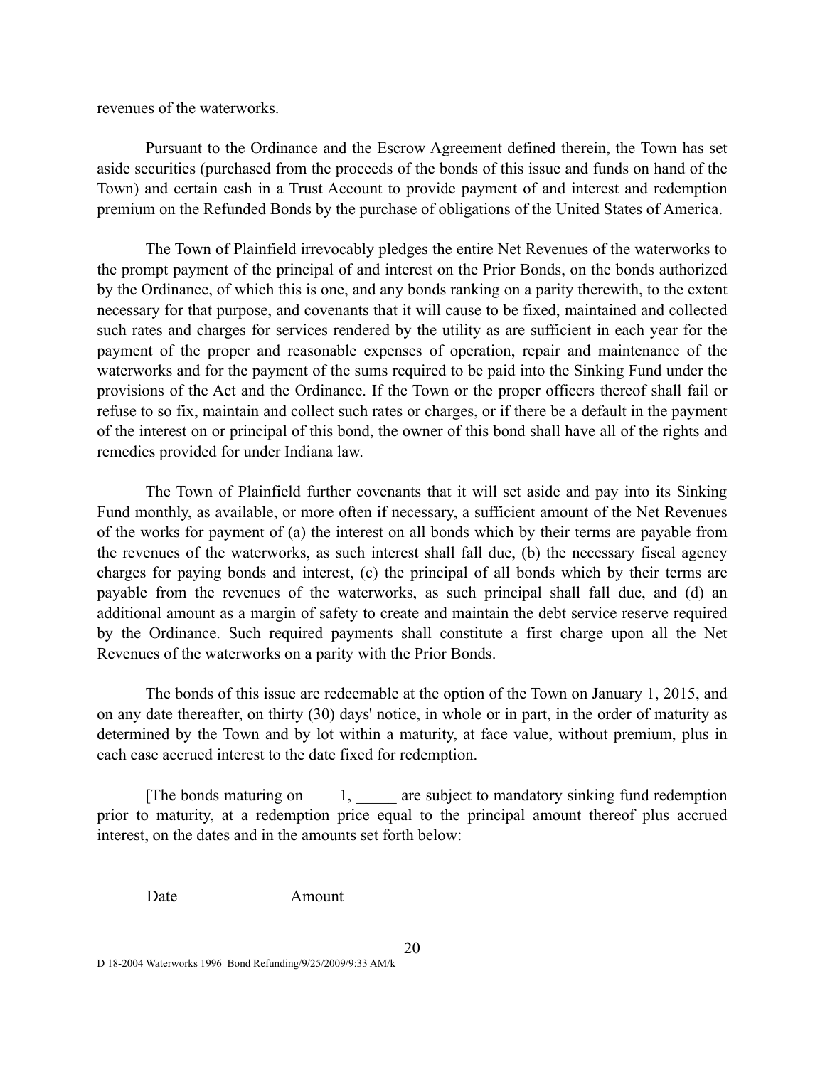revenues of the waterworks.

Pursuant to the Ordinance and the Escrow Agreement defined therein, the Town has set aside securities (purchased from the proceeds of the bonds of this issue and funds on hand of the Town) and certain cash in a Trust Account to provide payment of and interest and redemption premium on the Refunded Bonds by the purchase of obligations of the United States of America.

The Town of Plainfield irrevocably pledges the entire Net Revenues of the waterworks to the prompt payment of the principal of and interest on the Prior Bonds, on the bonds authorized by the Ordinance, of which this is one, and any bonds ranking on a parity therewith, to the extent necessary for that purpose, and covenants that it will cause to be fixed, maintained and collected such rates and charges for services rendered by the utility as are sufficient in each year for the payment of the proper and reasonable expenses of operation, repair and maintenance of the waterworks and for the payment of the sums required to be paid into the Sinking Fund under the provisions of the Act and the Ordinance. If the Town or the proper officers thereof shall fail or refuse to so fix, maintain and collect such rates or charges, or if there be a default in the payment of the interest on or principal of this bond, the owner of this bond shall have all of the rights and remedies provided for under Indiana law.

The Town of Plainfield further covenants that it will set aside and pay into its Sinking Fund monthly, as available, or more often if necessary, a sufficient amount of the Net Revenues of the works for payment of (a) the interest on all bonds which by their terms are payable from the revenues of the waterworks, as such interest shall fall due, (b) the necessary fiscal agency charges for paying bonds and interest, (c) the principal of all bonds which by their terms are payable from the revenues of the waterworks, as such principal shall fall due, and (d) an additional amount as a margin of safety to create and maintain the debt service reserve required by the Ordinance. Such required payments shall constitute a first charge upon all the Net Revenues of the waterworks on a parity with the Prior Bonds.

The bonds of this issue are redeemable at the option of the Town on January 1, 2015, and on any date thereafter, on thirty (30) days' notice, in whole or in part, in the order of maturity as determined by the Town and by lot within a maturity, at face value, without premium, plus in each case accrued interest to the date fixed for redemption.

[The bonds maturing on ___ 1, _____ are subject to mandatory sinking fund redemption prior to maturity, at a redemption price equal to the principal amount thereof plus accrued interest, on the dates and in the amounts set forth below:

<u>Date</u> <u>Amount</u>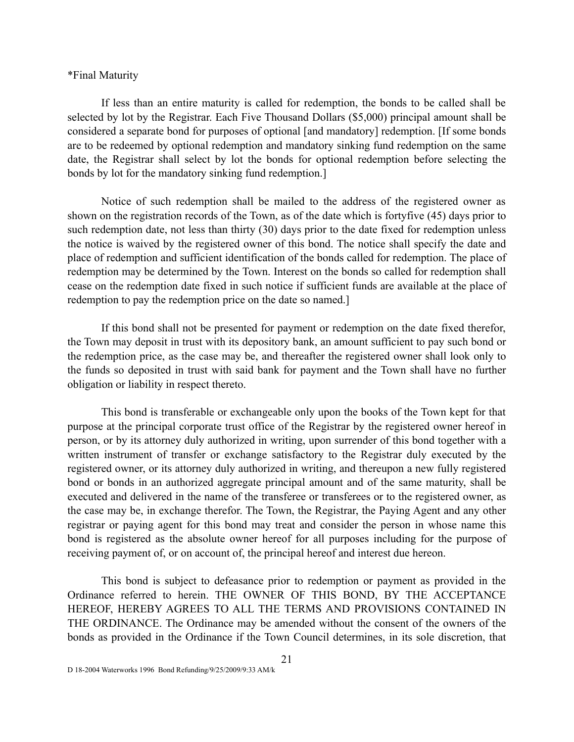*Final Maturity

If less than an entire maturity is called for redemption, the bonds to be called shall be selected by lot by the Registrar. Each Five Thousand Dollars ($5,000) principal amount shall be considered a separate bond for purposes of optional [and mandatory] redemption. [If some bonds are to be redeemed by optional redemption and mandatory sinking fund redemption on the same date, the Registrar shall select by lot the bonds for optional redemption before selecting the bonds by lot for the mandatory sinking fund redemption.]

Notice of such redemption shall be mailed to the address of the registered owner as shown on the registration records of the Town, as of the date which is fortyfive (45) days prior to such redemption date, not less than thirty (30) days prior to the date fixed for redemption unless the notice is waived by the registered owner of this bond. The notice shall specify the date and place of redemption and sufficient identification of the bonds called for redemption. The place of redemption may be determined by the Town. Interest on the bonds so called for redemption shall cease on the redemption date fixed in such notice if sufficient funds are available at the place of redemption to pay the redemption price on the date so named.]

If this bond shall not be presented for payment or redemption on the date fixed therefor, the Town may deposit in trust with its depository bank, an amount sufficient to pay such bond or the redemption price, as the case may be, and thereafter the registered owner shall look only to the funds so deposited in trust with said bank for payment and the Town shall have no further obligation or liability in respect thereto.

This bond is transferable or exchangeable only upon the books of the Town kept for that purpose at the principal corporate trust office of the Registrar by the registered owner hereof in person, or by its attorney duly authorized in writing, upon surrender of this bond together with a written instrument of transfer or exchange satisfactory to the Registrar duly executed by the registered owner, or its attorney duly authorized in writing, and thereupon a new fully registered bond or bonds in an authorized aggregate principal amount and of the same maturity, shall be executed and delivered in the name of the transferee or transferees or to the registered owner, as the case may be, in exchange therefor. The Town, the Registrar, the Paying Agent and any other registrar or paying agent for this bond may treat and consider the person in whose name this bond is registered as the absolute owner hereof for all purposes including for the purpose of receiving payment of, or on account of, the principal hereof and interest due hereon.

This bond is subject to defeasance prior to redemption or payment as provided in the Ordinance referred to herein. THE OWNER OF THIS BOND, BY THE ACCEPTANCE HEREOF, HEREBY AGREES TO ALL THE TERMS AND PROVISIONS CONTAINED IN THE ORDINANCE. The Ordinance may be amended without the consent of the owners of the bonds as provided in the Ordinance if the Town Council determines, in its sole discretion, that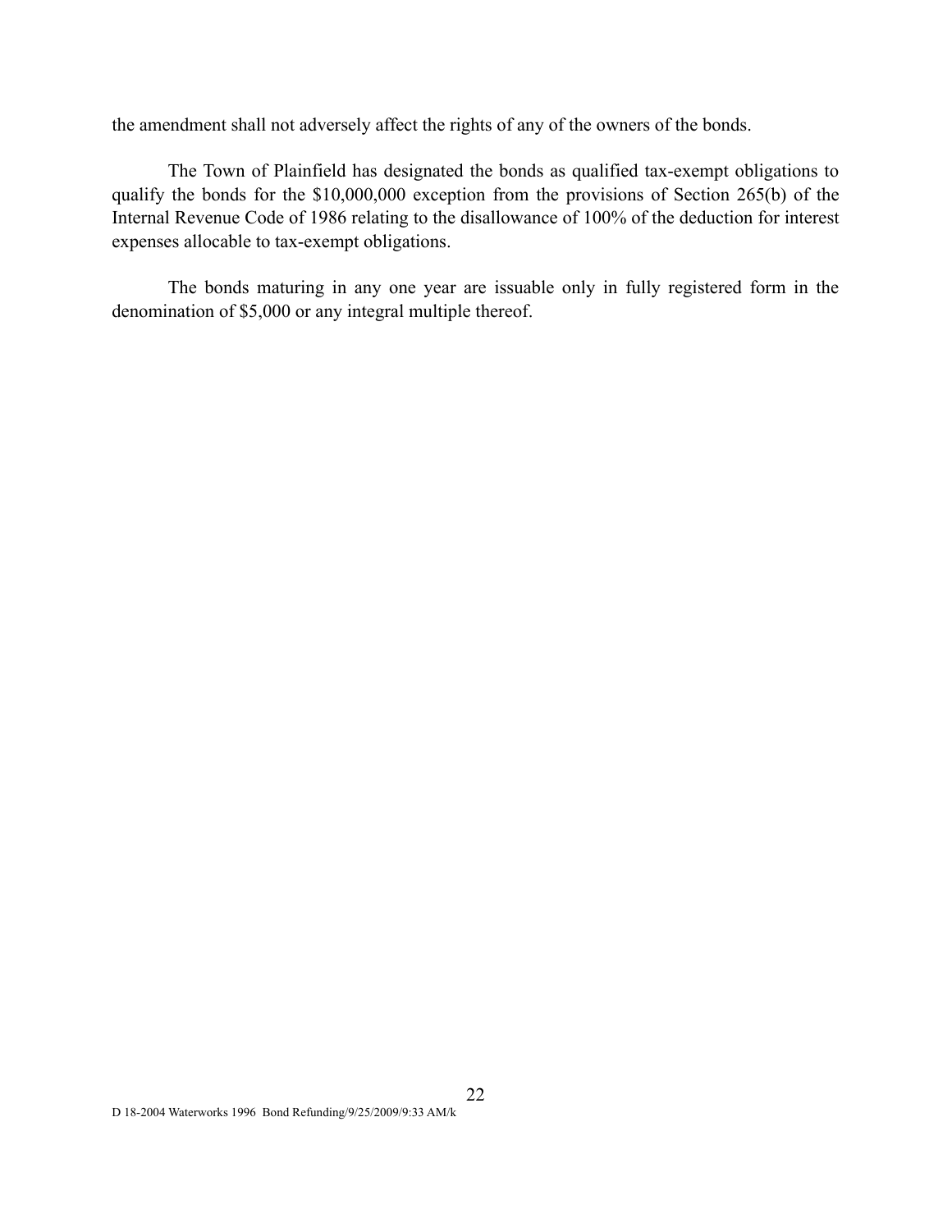the amendment shall not adversely affect the rights of any of the owners of the bonds.

The Town of Plainfield has designated the bonds as qualified tax-exempt obligations to qualify the bonds for the $10,000,000 exception from the provisions of Section 265(b) of the Internal Revenue Code of 1986 relating to the disallowance of 100% of the deduction for interest expenses allocable to tax-exempt obligations.

The bonds maturing in any one year are issuable only in fully registered form in the denomination of $5,000 or any integral multiple thereof.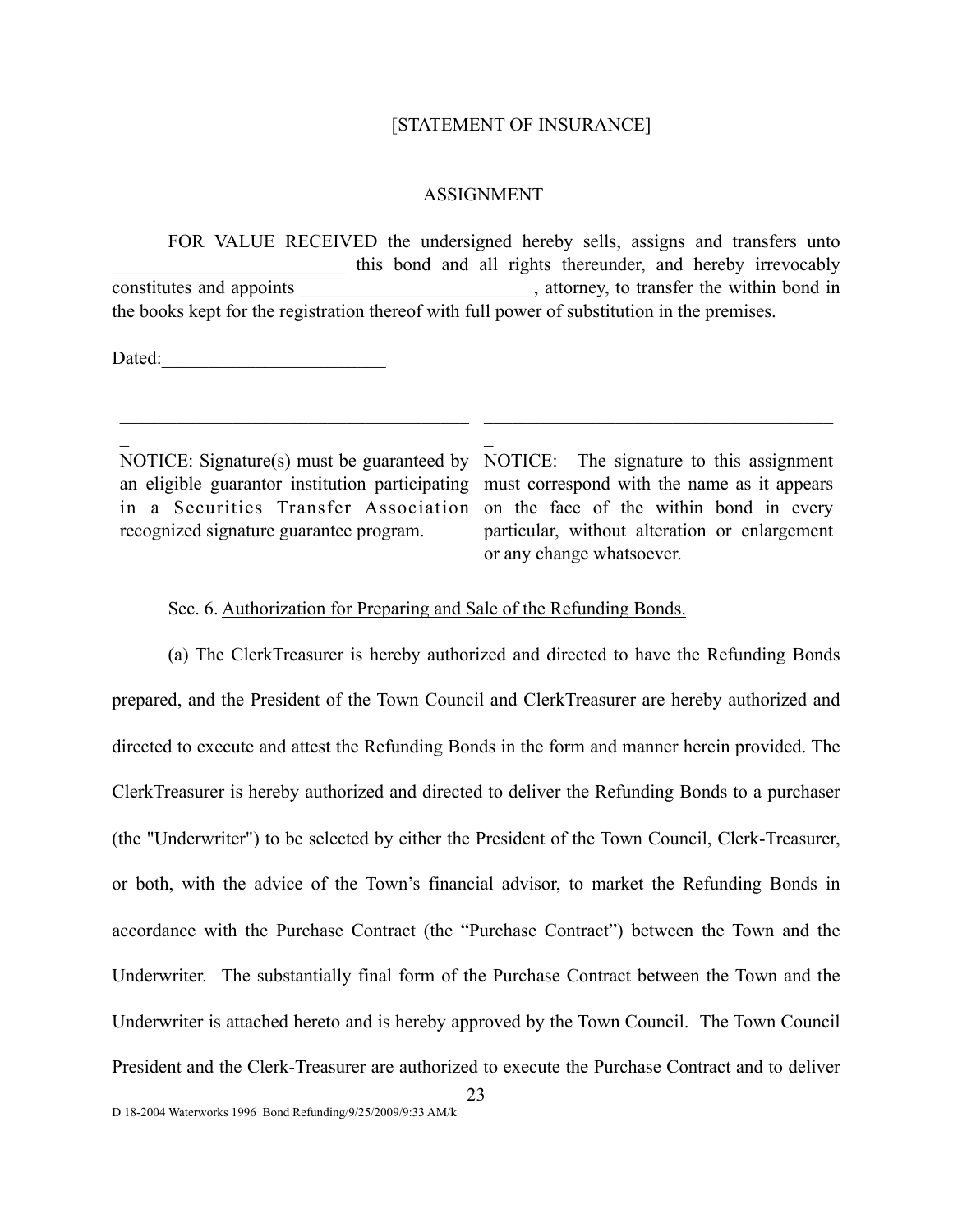[STATEMENT OF INSURANCE]

ASSIGNMENT

FOR VALUE RECEIVED the undersigned hereby sells, assigns and transfers unto ________________________ this bond and all rights thereunder, and hereby irrevocably constitutes and appoints ________________________, attorney, to transfer the within bond in the books kept for the registration thereof with full power of substitution in the premises.

Dated:________________________

| ______________________________________ | ______________________________________ |
|---|---|
| NOTICE: Signature(s) must be guaranteed by an eligible guarantor institution participating in a Securities Transfer Association recognized signature guarantee program. | NOTICE: The signature to this assignment must correspond with the name as it appears on the face of the within bond in every particular, without alteration or enlargement or any change whatsoever. |

Sec. 6. Authorization for Preparing and Sale of the Refunding Bonds.

(a) The ClerkTreasurer is hereby authorized and directed to have the Refunding Bonds prepared, and the President of the Town Council and ClerkTreasurer are hereby authorized and directed to execute and attest the Refunding Bonds in the form and manner herein provided. The ClerkTreasurer is hereby authorized and directed to deliver the Refunding Bonds to a purchaser (the "Underwriter") to be selected by either the President of the Town Council, Clerk-Treasurer, or both, with the advice of the Town's financial advisor, to market the Refunding Bonds in accordance with the Purchase Contract (the "Purchase Contract") between the Town and the Underwriter. The substantially final form of the Purchase Contract between the Town and the Underwriter is attached hereto and is hereby approved by the Town Council. The Town Council President and the Clerk-Treasurer are authorized to execute the Purchase Contract and to deliver

D 18-2004 Waterworks 1996 Bond Refunding/9/25/2009/9:33 AM/k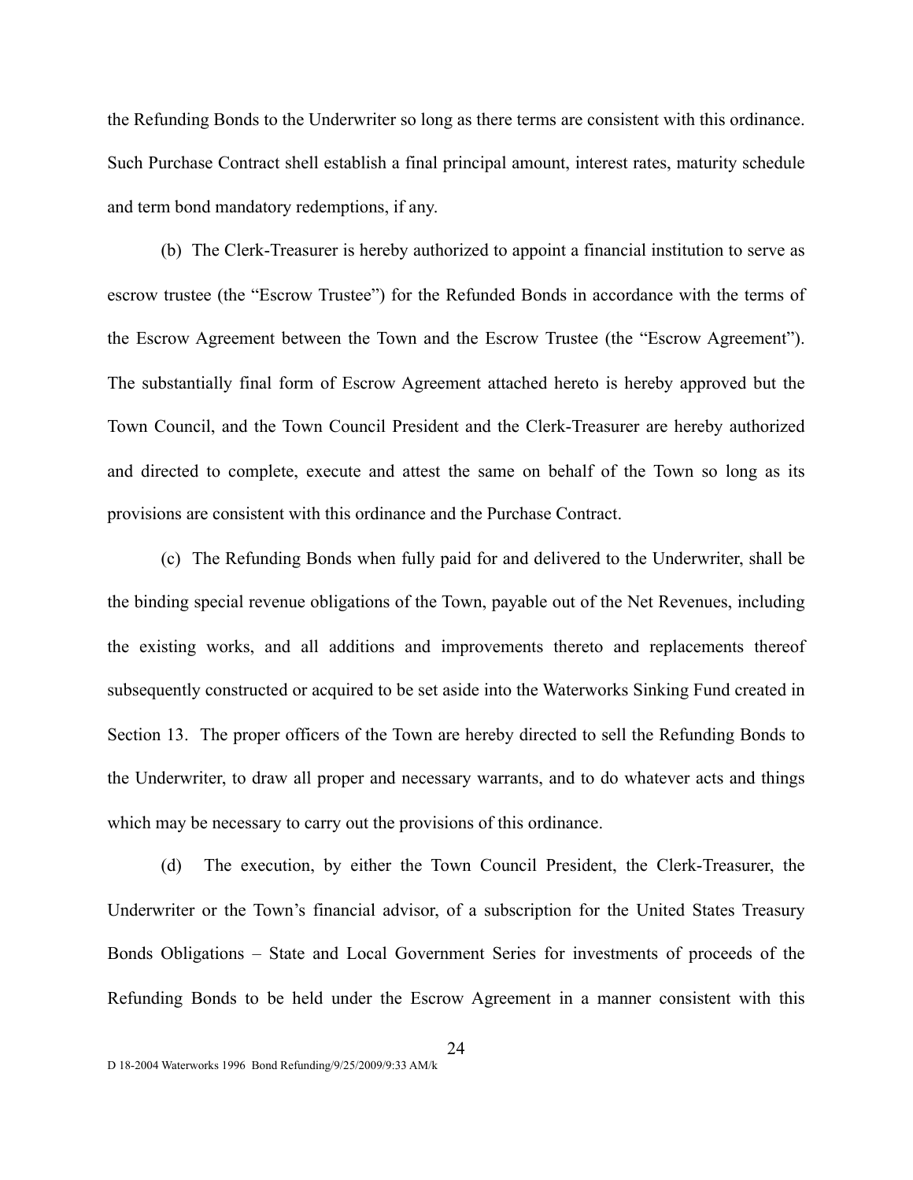the Refunding Bonds to the Underwriter so long as there terms are consistent with this ordinance. Such Purchase Contract shell establish a final principal amount, interest rates, maturity schedule and term bond mandatory redemptions, if any.

(b) The Clerk-Treasurer is hereby authorized to appoint a financial institution to serve as escrow trustee (the "Escrow Trustee") for the Refunded Bonds in accordance with the terms of the Escrow Agreement between the Town and the Escrow Trustee (the "Escrow Agreement"). The substantially final form of Escrow Agreement attached hereto is hereby approved but the Town Council, and the Town Council President and the Clerk-Treasurer are hereby authorized and directed to complete, execute and attest the same on behalf of the Town so long as its provisions are consistent with this ordinance and the Purchase Contract.

(c) The Refunding Bonds when fully paid for and delivered to the Underwriter, shall be the binding special revenue obligations of the Town, payable out of the Net Revenues, including the existing works, and all additions and improvements thereto and replacements thereof subsequently constructed or acquired to be set aside into the Waterworks Sinking Fund created in Section 13. The proper officers of the Town are hereby directed to sell the Refunding Bonds to the Underwriter, to draw all proper and necessary warrants, and to do whatever acts and things which may be necessary to carry out the provisions of this ordinance.

(d) The execution, by either the Town Council President, the Clerk-Treasurer, the Underwriter or the Town's financial advisor, of a subscription for the United States Treasury Bonds Obligations – State and Local Government Series for investments of proceeds of the Refunding Bonds to be held under the Escrow Agreement in a manner consistent with this

D 18-2004 Waterworks 1996 Bond Refunding/9/25/2009/9:33 AM/k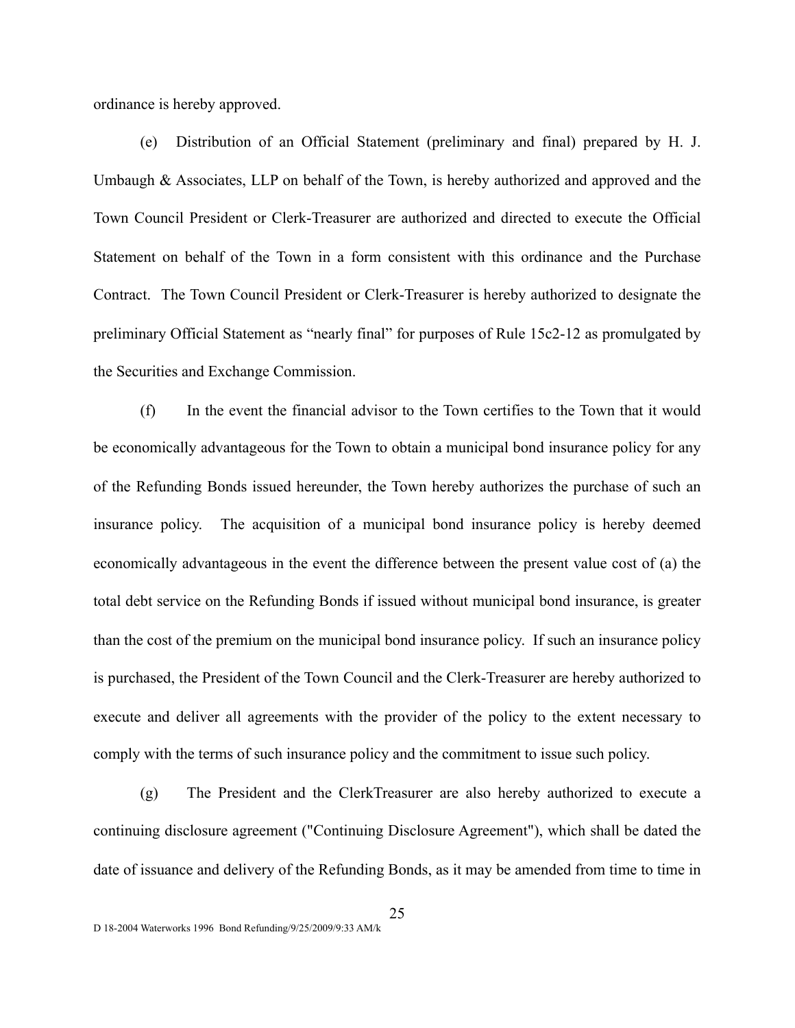ordinance is hereby approved.

(e) Distribution of an Official Statement (preliminary and final) prepared by H. J. Umbaugh & Associates, LLP on behalf of the Town, is hereby authorized and approved and the Town Council President or Clerk-Treasurer are authorized and directed to execute the Official Statement on behalf of the Town in a form consistent with this ordinance and the Purchase Contract. The Town Council President or Clerk-Treasurer is hereby authorized to designate the preliminary Official Statement as "nearly final" for purposes of Rule 15c2-12 as promulgated by the Securities and Exchange Commission.

(f) In the event the financial advisor to the Town certifies to the Town that it would be economically advantageous for the Town to obtain a municipal bond insurance policy for any of the Refunding Bonds issued hereunder, the Town hereby authorizes the purchase of such an insurance policy. The acquisition of a municipal bond insurance policy is hereby deemed economically advantageous in the event the difference between the present value cost of (a) the total debt service on the Refunding Bonds if issued without municipal bond insurance, is greater than the cost of the premium on the municipal bond insurance policy. If such an insurance policy is purchased, the President of the Town Council and the Clerk-Treasurer are hereby authorized to execute and deliver all agreements with the provider of the policy to the extent necessary to comply with the terms of such insurance policy and the commitment to issue such policy.

(g) The President and the ClerkTreasurer are also hereby authorized to execute a continuing disclosure agreement ("Continuing Disclosure Agreement"), which shall be dated the date of issuance and delivery of the Refunding Bonds, as it may be amended from time to time in

D 18-2004 Waterworks 1996 Bond Refunding/9/25/2009/9:33 AM/k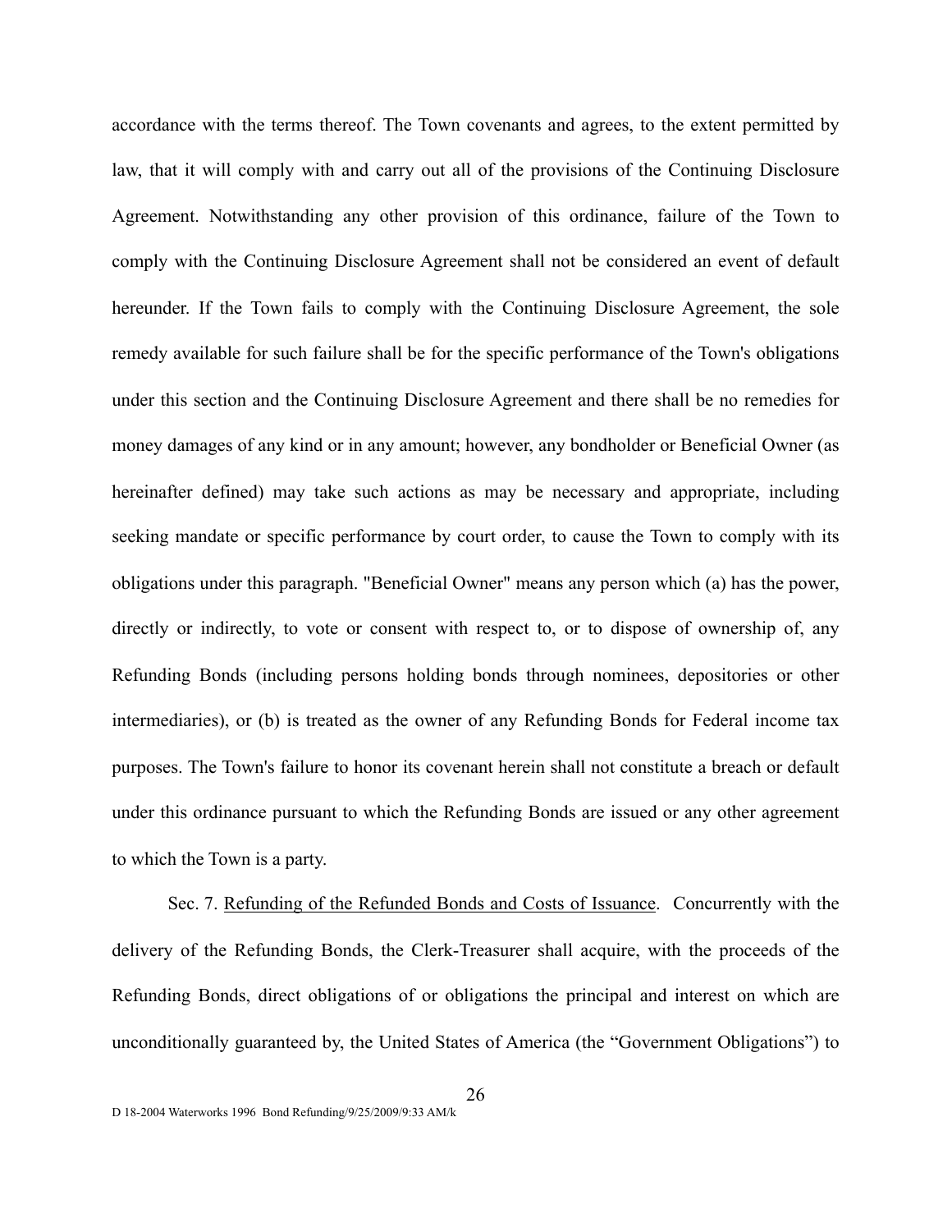accordance with the terms thereof. The Town covenants and agrees, to the extent permitted by law, that it will comply with and carry out all of the provisions of the Continuing Disclosure Agreement. Notwithstanding any other provision of this ordinance, failure of the Town to comply with the Continuing Disclosure Agreement shall not be considered an event of default hereunder. If the Town fails to comply with the Continuing Disclosure Agreement, the sole remedy available for such failure shall be for the specific performance of the Town's obligations under this section and the Continuing Disclosure Agreement and there shall be no remedies for money damages of any kind or in any amount; however, any bondholder or Beneficial Owner (as hereinafter defined) may take such actions as may be necessary and appropriate, including seeking mandate or specific performance by court order, to cause the Town to comply with its obligations under this paragraph. "Beneficial Owner" means any person which (a) has the power, directly or indirectly, to vote or consent with respect to, or to dispose of ownership of, any Refunding Bonds (including persons holding bonds through nominees, depositories or other intermediaries), or (b) is treated as the owner of any Refunding Bonds for Federal income tax purposes. The Town's failure to honor its covenant herein shall not constitute a breach or default under this ordinance pursuant to which the Refunding Bonds are issued or any other agreement to which the Town is a party.

Sec. 7. Refunding of the Refunded Bonds and Costs of Issuance. Concurrently with the delivery of the Refunding Bonds, the Clerk-Treasurer shall acquire, with the proceeds of the Refunding Bonds, direct obligations of or obligations the principal and interest on which are unconditionally guaranteed by, the United States of America (the "Government Obligations") to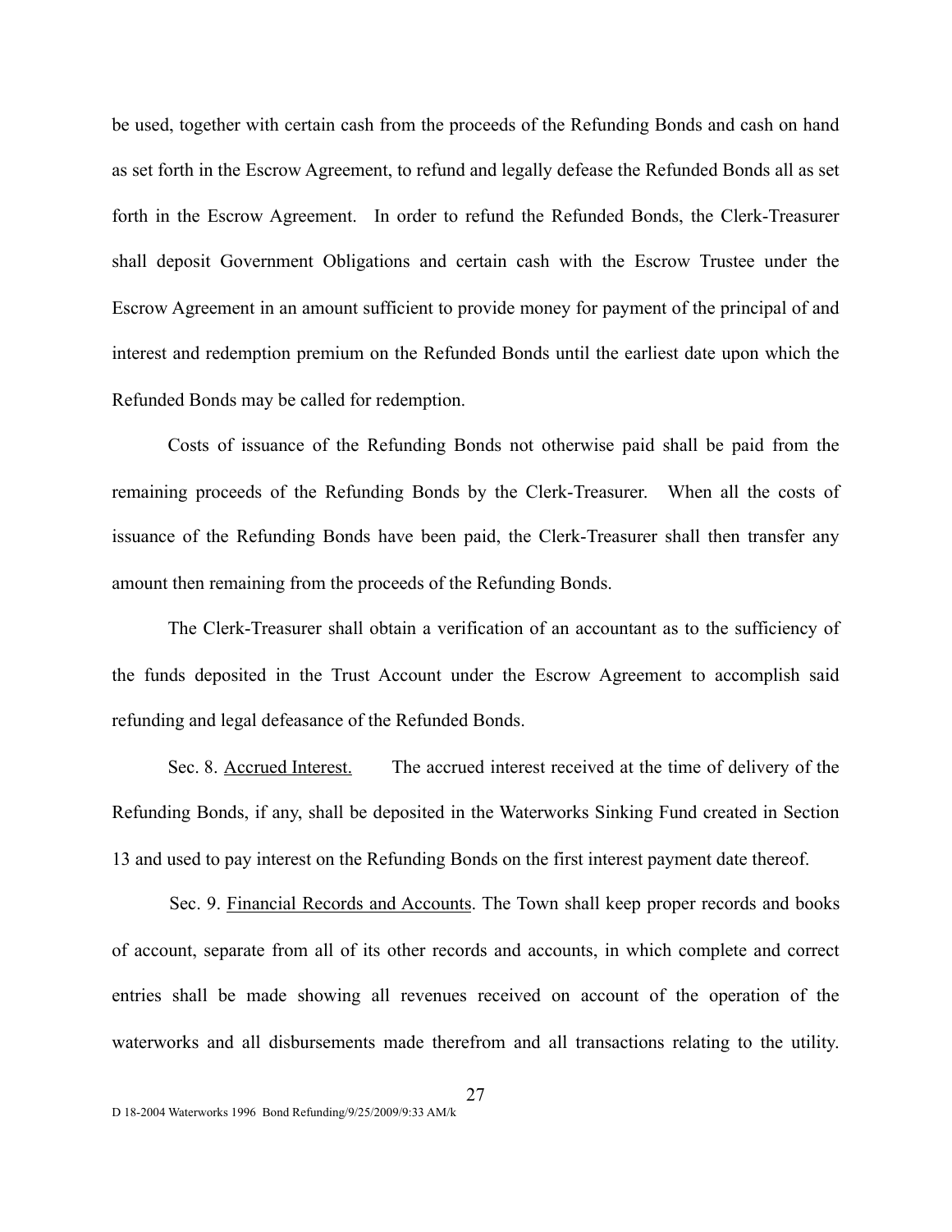be used, together with certain cash from the proceeds of the Refunding Bonds and cash on hand as set forth in the Escrow Agreement, to refund and legally defease the Refunded Bonds all as set forth in the Escrow Agreement. In order to refund the Refunded Bonds, the Clerk-Treasurer shall deposit Government Obligations and certain cash with the Escrow Trustee under the Escrow Agreement in an amount sufficient to provide money for payment of the principal of and interest and redemption premium on the Refunded Bonds until the earliest date upon which the Refunded Bonds may be called for redemption.

Costs of issuance of the Refunding Bonds not otherwise paid shall be paid from the remaining proceeds of the Refunding Bonds by the Clerk-Treasurer. When all the costs of issuance of the Refunding Bonds have been paid, the Clerk-Treasurer shall then transfer any amount then remaining from the proceeds of the Refunding Bonds.

The Clerk-Treasurer shall obtain a verification of an accountant as to the sufficiency of the funds deposited in the Trust Account under the Escrow Agreement to accomplish said refunding and legal defeasance of the Refunded Bonds.

Sec. 8. Accrued Interest. The accrued interest received at the time of delivery of the Refunding Bonds, if any, shall be deposited in the Waterworks Sinking Fund created in Section 13 and used to pay interest on the Refunding Bonds on the first interest payment date thereof.

Sec. 9. Financial Records and Accounts. The Town shall keep proper records and books of account, separate from all of its other records and accounts, in which complete and correct entries shall be made showing all revenues received on account of the operation of the waterworks and all disbursements made therefrom and all transactions relating to the utility.

D 18-2004 Waterworks 1996 Bond Refunding/9/25/2009/9:33 AM/k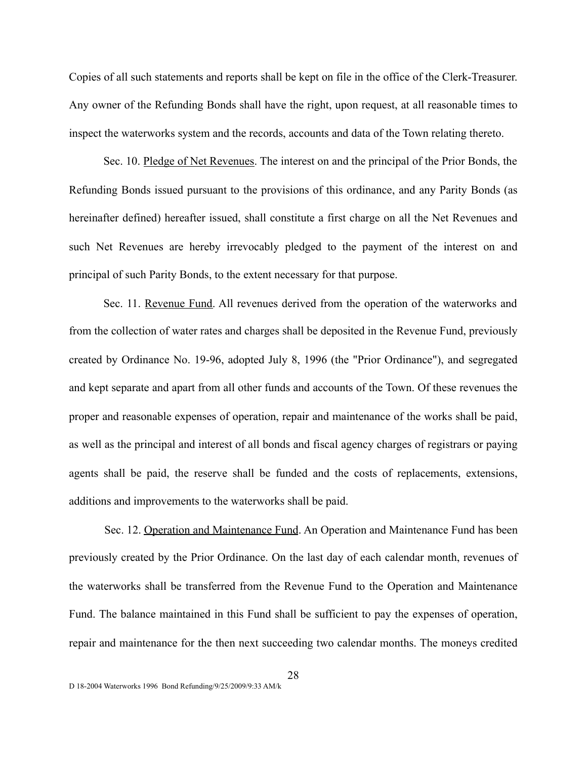Copies of all such statements and reports shall be kept on file in the office of the Clerk-Treasurer. Any owner of the Refunding Bonds shall have the right, upon request, at all reasonable times to inspect the waterworks system and the records, accounts and data of the Town relating thereto.

Sec. 10. Pledge of Net Revenues. The interest on and the principal of the Prior Bonds, the Refunding Bonds issued pursuant to the provisions of this ordinance, and any Parity Bonds (as hereinafter defined) hereafter issued, shall constitute a first charge on all the Net Revenues and such Net Revenues are hereby irrevocably pledged to the payment of the interest on and principal of such Parity Bonds, to the extent necessary for that purpose.

Sec. 11. Revenue Fund. All revenues derived from the operation of the waterworks and from the collection of water rates and charges shall be deposited in the Revenue Fund, previously created by Ordinance No. 19-96, adopted July 8, 1996 (the "Prior Ordinance"), and segregated and kept separate and apart from all other funds and accounts of the Town. Of these revenues the proper and reasonable expenses of operation, repair and maintenance of the works shall be paid, as well as the principal and interest of all bonds and fiscal agency charges of registrars or paying agents shall be paid, the reserve shall be funded and the costs of replacements, extensions, additions and improvements to the waterworks shall be paid.

Sec. 12. Operation and Maintenance Fund. An Operation and Maintenance Fund has been previously created by the Prior Ordinance. On the last day of each calendar month, revenues of the waterworks shall be transferred from the Revenue Fund to the Operation and Maintenance Fund. The balance maintained in this Fund shall be sufficient to pay the expenses of operation, repair and maintenance for the then next succeeding two calendar months. The moneys credited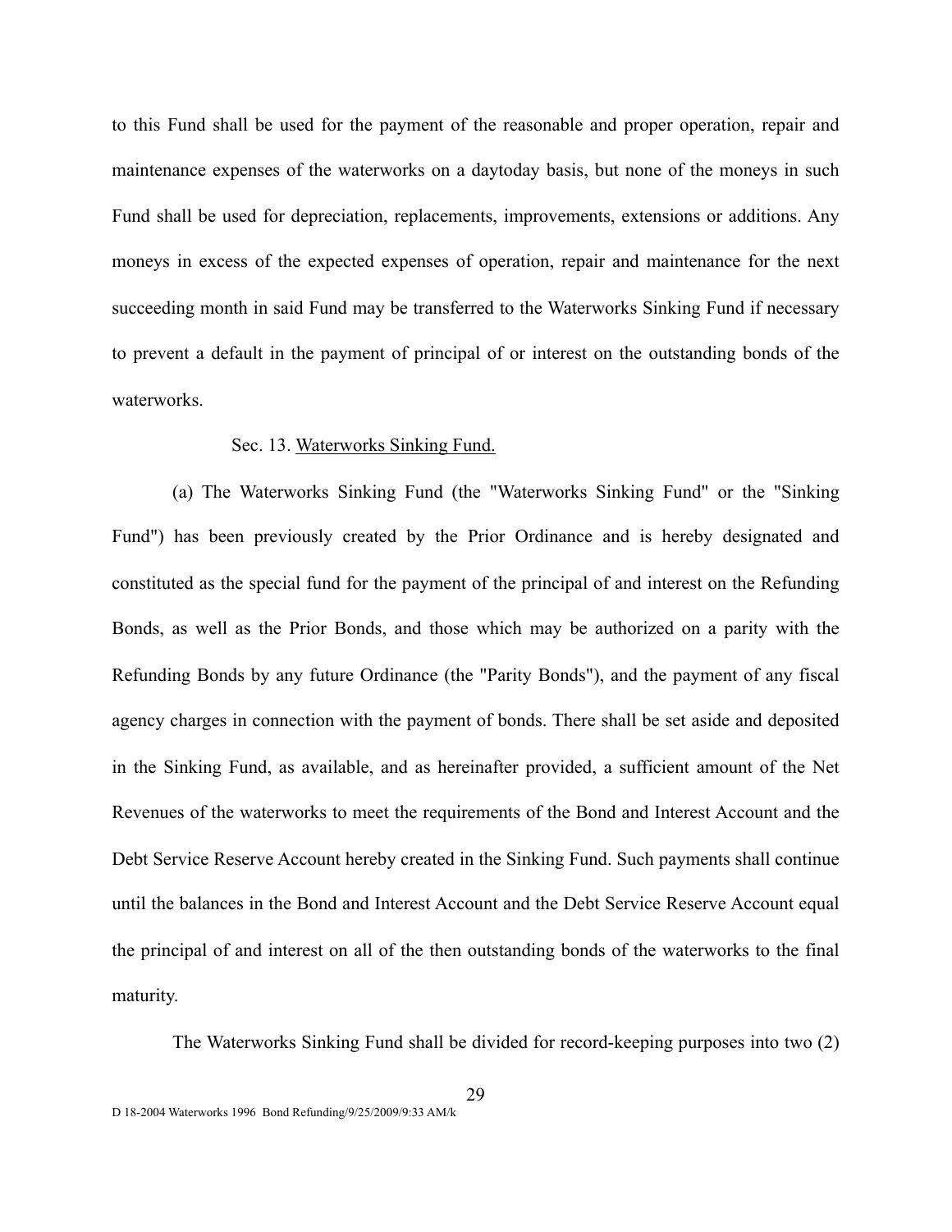to this Fund shall be used for the payment of the reasonable and proper operation, repair and maintenance expenses of the waterworks on a daytoday basis, but none of the moneys in such Fund shall be used for depreciation, replacements, improvements, extensions or additions. Any moneys in excess of the expected expenses of operation, repair and maintenance for the next succeeding month in said Fund may be transferred to the Waterworks Sinking Fund if necessary to prevent a default in the payment of principal of or interest on the outstanding bonds of the waterworks.

Sec. 13. Waterworks Sinking Fund.

(a) The Waterworks Sinking Fund (the "Waterworks Sinking Fund" or the "Sinking Fund") has been previously created by the Prior Ordinance and is hereby designated and constituted as the special fund for the payment of the principal of and interest on the Refunding Bonds, as well as the Prior Bonds, and those which may be authorized on a parity with the Refunding Bonds by any future Ordinance (the "Parity Bonds"), and the payment of any fiscal agency charges in connection with the payment of bonds. There shall be set aside and deposited in the Sinking Fund, as available, and as hereinafter provided, a sufficient amount of the Net Revenues of the waterworks to meet the requirements of the Bond and Interest Account and the Debt Service Reserve Account hereby created in the Sinking Fund. Such payments shall continue until the balances in the Bond and Interest Account and the Debt Service Reserve Account equal the principal of and interest on all of the then outstanding bonds of the waterworks to the final maturity.

The Waterworks Sinking Fund shall be divided for record-keeping purposes into two (2)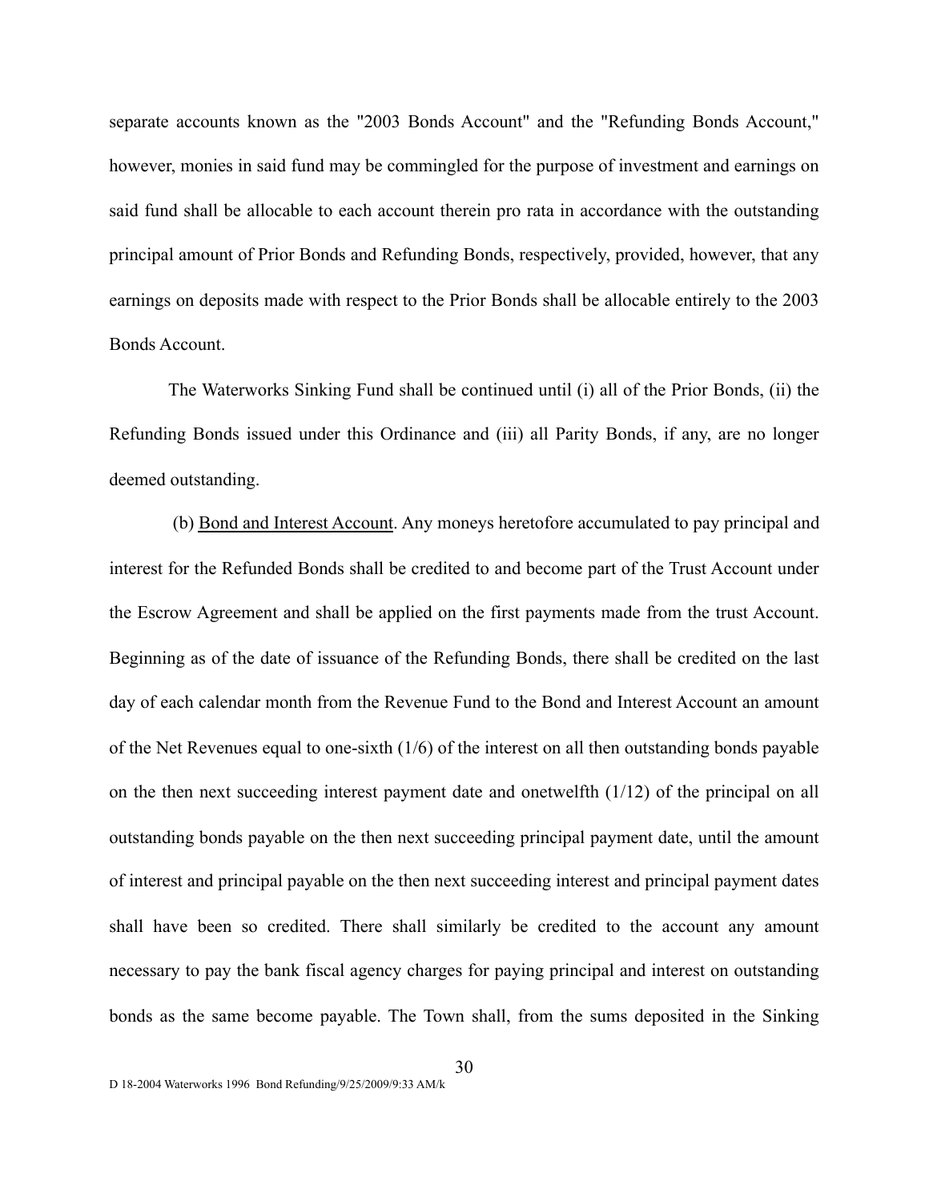separate accounts known as the "2003 Bonds Account" and the "Refunding Bonds Account," however, monies in said fund may be commingled for the purpose of investment and earnings on said fund shall be allocable to each account therein pro rata in accordance with the outstanding principal amount of Prior Bonds and Refunding Bonds, respectively, provided, however, that any earnings on deposits made with respect to the Prior Bonds shall be allocable entirely to the 2003 Bonds Account.

The Waterworks Sinking Fund shall be continued until (i) all of the Prior Bonds, (ii) the Refunding Bonds issued under this Ordinance and (iii) all Parity Bonds, if any, are no longer deemed outstanding.

(b) Bond and Interest Account. Any moneys heretofore accumulated to pay principal and interest for the Refunded Bonds shall be credited to and become part of the Trust Account under the Escrow Agreement and shall be applied on the first payments made from the trust Account. Beginning as of the date of issuance of the Refunding Bonds, there shall be credited on the last day of each calendar month from the Revenue Fund to the Bond and Interest Account an amount of the Net Revenues equal to one-sixth (1/6) of the interest on all then outstanding bonds payable on the then next succeeding interest payment date and onetwelfth (1/12) of the principal on all outstanding bonds payable on the then next succeeding principal payment date, until the amount of interest and principal payable on the then next succeeding interest and principal payment dates shall have been so credited. There shall similarly be credited to the account any amount necessary to pay the bank fiscal agency charges for paying principal and interest on outstanding bonds as the same become payable. The Town shall, from the sums deposited in the Sinking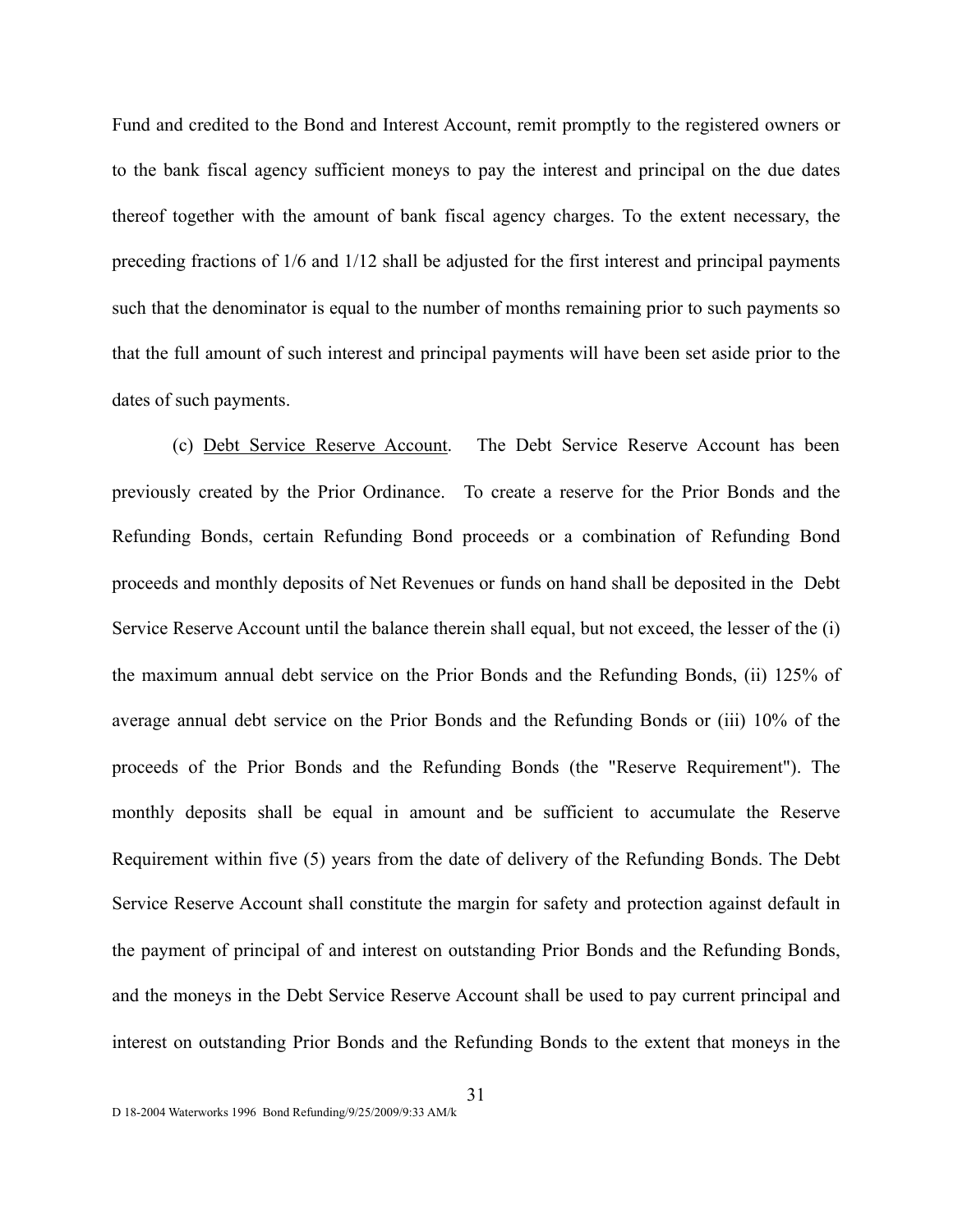Fund and credited to the Bond and Interest Account, remit promptly to the registered owners or to the bank fiscal agency sufficient moneys to pay the interest and principal on the due dates thereof together with the amount of bank fiscal agency charges. To the extent necessary, the preceding fractions of 1/6 and 1/12 shall be adjusted for the first interest and principal payments such that the denominator is equal to the number of months remaining prior to such payments so that the full amount of such interest and principal payments will have been set aside prior to the dates of such payments.

(c) Debt Service Reserve Account. The Debt Service Reserve Account has been previously created by the Prior Ordinance. To create a reserve for the Prior Bonds and the Refunding Bonds, certain Refunding Bond proceeds or a combination of Refunding Bond proceeds and monthly deposits of Net Revenues or funds on hand shall be deposited in the Debt Service Reserve Account until the balance therein shall equal, but not exceed, the lesser of the (i) the maximum annual debt service on the Prior Bonds and the Refunding Bonds, (ii) 125% of average annual debt service on the Prior Bonds and the Refunding Bonds or (iii) 10% of the proceeds of the Prior Bonds and the Refunding Bonds (the "Reserve Requirement"). The monthly deposits shall be equal in amount and be sufficient to accumulate the Reserve Requirement within five (5) years from the date of delivery of the Refunding Bonds. The Debt Service Reserve Account shall constitute the margin for safety and protection against default in the payment of principal of and interest on outstanding Prior Bonds and the Refunding Bonds, and the moneys in the Debt Service Reserve Account shall be used to pay current principal and interest on outstanding Prior Bonds and the Refunding Bonds to the extent that moneys in the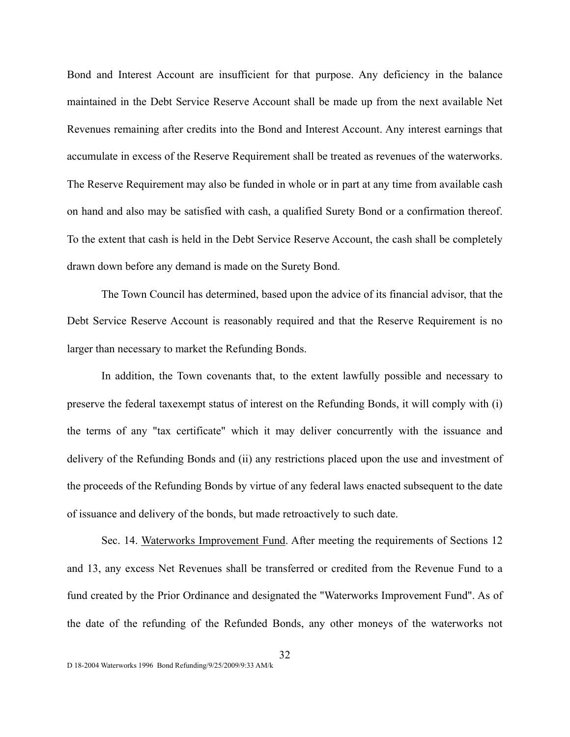Bond and Interest Account are insufficient for that purpose. Any deficiency in the balance maintained in the Debt Service Reserve Account shall be made up from the next available Net Revenues remaining after credits into the Bond and Interest Account. Any interest earnings that accumulate in excess of the Reserve Requirement shall be treated as revenues of the waterworks. The Reserve Requirement may also be funded in whole or in part at any time from available cash on hand and also may be satisfied with cash, a qualified Surety Bond or a confirmation thereof. To the extent that cash is held in the Debt Service Reserve Account, the cash shall be completely drawn down before any demand is made on the Surety Bond.

The Town Council has determined, based upon the advice of its financial advisor, that the Debt Service Reserve Account is reasonably required and that the Reserve Requirement is no larger than necessary to market the Refunding Bonds.

In addition, the Town covenants that, to the extent lawfully possible and necessary to preserve the federal taxexempt status of interest on the Refunding Bonds, it will comply with (i) the terms of any "tax certificate" which it may deliver concurrently with the issuance and delivery of the Refunding Bonds and (ii) any restrictions placed upon the use and investment of the proceeds of the Refunding Bonds by virtue of any federal laws enacted subsequent to the date of issuance and delivery of the bonds, but made retroactively to such date.

Sec. 14. Waterworks Improvement Fund. After meeting the requirements of Sections 12 and 13, any excess Net Revenues shall be transferred or credited from the Revenue Fund to a fund created by the Prior Ordinance and designated the "Waterworks Improvement Fund". As of the date of the refunding of the Refunded Bonds, any other moneys of the waterworks not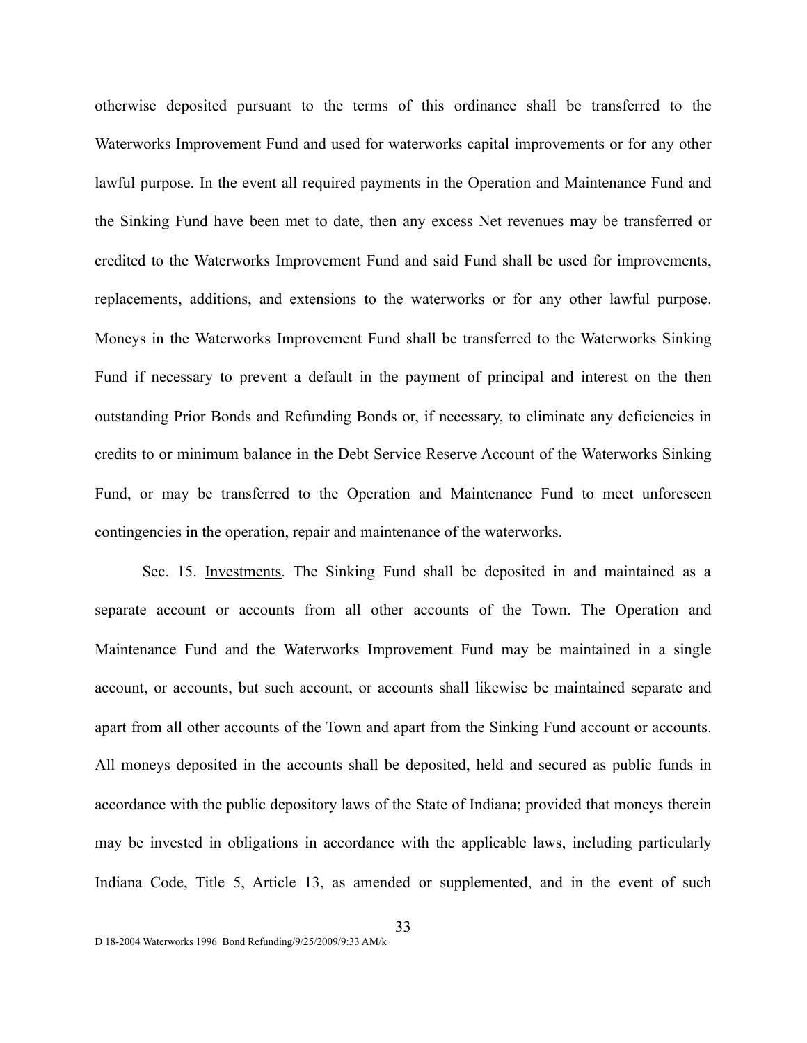otherwise deposited pursuant to the terms of this ordinance shall be transferred to the Waterworks Improvement Fund and used for waterworks capital improvements or for any other lawful purpose. In the event all required payments in the Operation and Maintenance Fund and the Sinking Fund have been met to date, then any excess Net revenues may be transferred or credited to the Waterworks Improvement Fund and said Fund shall be used for improvements, replacements, additions, and extensions to the waterworks or for any other lawful purpose. Moneys in the Waterworks Improvement Fund shall be transferred to the Waterworks Sinking Fund if necessary to prevent a default in the payment of principal and interest on the then outstanding Prior Bonds and Refunding Bonds or, if necessary, to eliminate any deficiencies in credits to or minimum balance in the Debt Service Reserve Account of the Waterworks Sinking Fund, or may be transferred to the Operation and Maintenance Fund to meet unforeseen contingencies in the operation, repair and maintenance of the waterworks.

Sec. 15. Investments. The Sinking Fund shall be deposited in and maintained as a separate account or accounts from all other accounts of the Town. The Operation and Maintenance Fund and the Waterworks Improvement Fund may be maintained in a single account, or accounts, but such account, or accounts shall likewise be maintained separate and apart from all other accounts of the Town and apart from the Sinking Fund account or accounts. All moneys deposited in the accounts shall be deposited, held and secured as public funds in accordance with the public depository laws of the State of Indiana; provided that moneys therein may be invested in obligations in accordance with the applicable laws, including particularly Indiana Code, Title 5, Article 13, as amended or supplemented, and in the event of such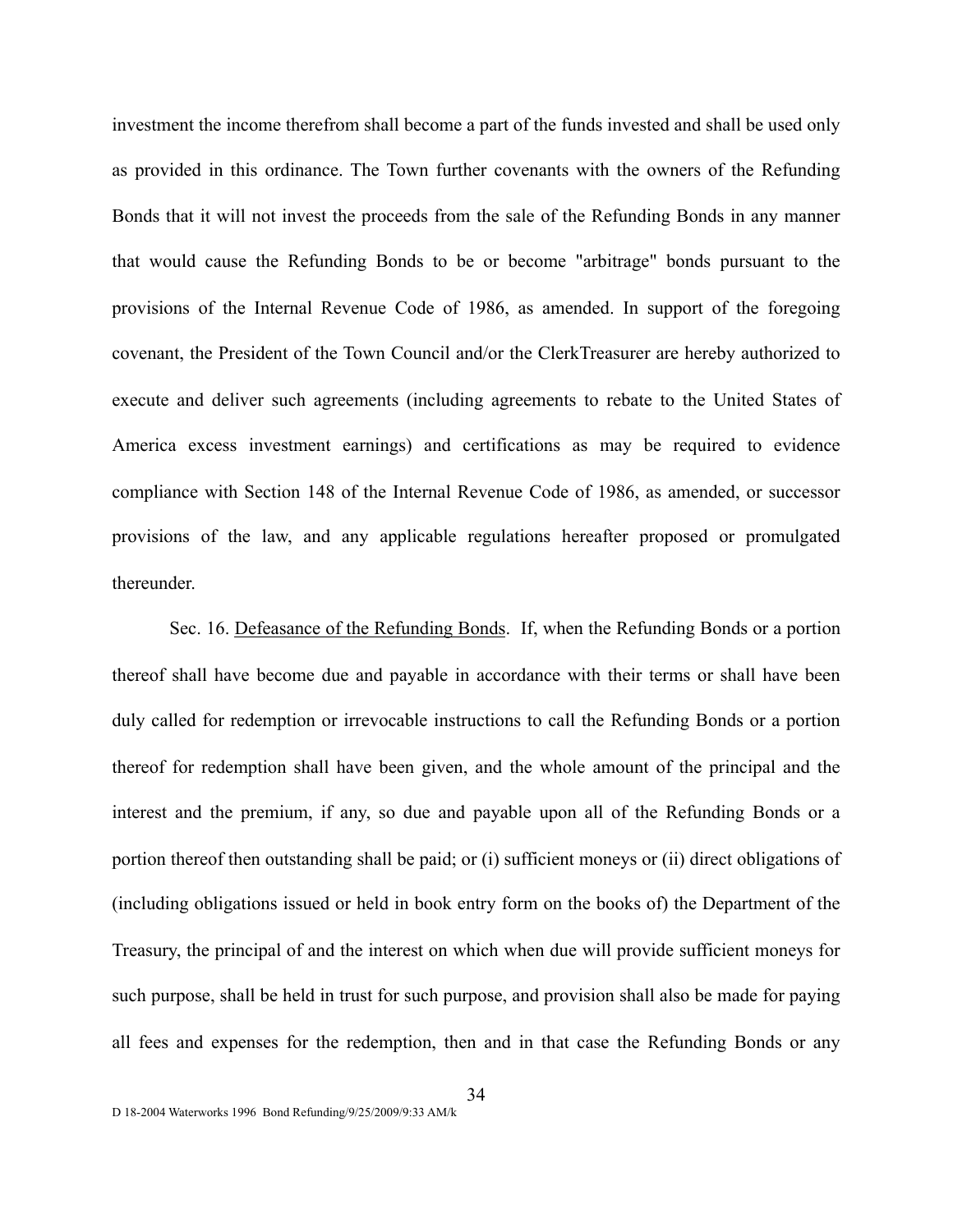investment the income therefrom shall become a part of the funds invested and shall be used only as provided in this ordinance. The Town further covenants with the owners of the Refunding Bonds that it will not invest the proceeds from the sale of the Refunding Bonds in any manner that would cause the Refunding Bonds to be or become "arbitrage" bonds pursuant to the provisions of the Internal Revenue Code of 1986, as amended. In support of the foregoing covenant, the President of the Town Council and/or the ClerkTreasurer are hereby authorized to execute and deliver such agreements (including agreements to rebate to the United States of America excess investment earnings) and certifications as may be required to evidence compliance with Section 148 of the Internal Revenue Code of 1986, as amended, or successor provisions of the law, and any applicable regulations hereafter proposed or promulgated thereunder.

Sec. 16. Defeasance of the Refunding Bonds. If, when the Refunding Bonds or a portion thereof shall have become due and payable in accordance with their terms or shall have been duly called for redemption or irrevocable instructions to call the Refunding Bonds or a portion thereof for redemption shall have been given, and the whole amount of the principal and the interest and the premium, if any, so due and payable upon all of the Refunding Bonds or a portion thereof then outstanding shall be paid; or (i) sufficient moneys or (ii) direct obligations of (including obligations issued or held in book entry form on the books of) the Department of the Treasury, the principal of and the interest on which when due will provide sufficient moneys for such purpose, shall be held in trust for such purpose, and provision shall also be made for paying all fees and expenses for the redemption, then and in that case the Refunding Bonds or any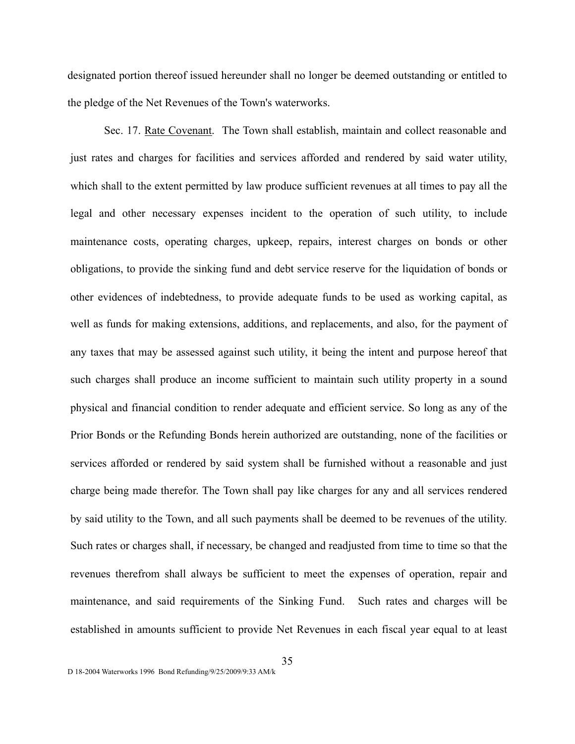designated portion thereof issued hereunder shall no longer be deemed outstanding or entitled to the pledge of the Net Revenues of the Town's waterworks.

Sec. 17. <u>Rate Covenant</u>. The Town shall establish, maintain and collect reasonable and just rates and charges for facilities and services afforded and rendered by said water utility, which shall to the extent permitted by law produce sufficient revenues at all times to pay all the legal and other necessary expenses incident to the operation of such utility, to include maintenance costs, operating charges, upkeep, repairs, interest charges on bonds or other obligations, to provide the sinking fund and debt service reserve for the liquidation of bonds or other evidences of indebtedness, to provide adequate funds to be used as working capital, as well as funds for making extensions, additions, and replacements, and also, for the payment of any taxes that may be assessed against such utility, it being the intent and purpose hereof that such charges shall produce an income sufficient to maintain such utility property in a sound physical and financial condition to render adequate and efficient service. So long as any of the Prior Bonds or the Refunding Bonds herein authorized are outstanding, none of the facilities or services afforded or rendered by said system shall be furnished without a reasonable and just charge being made therefor. The Town shall pay like charges for any and all services rendered by said utility to the Town, and all such payments shall be deemed to be revenues of the utility. Such rates or charges shall, if necessary, be changed and readjusted from time to time so that the revenues therefrom shall always be sufficient to meet the expenses of operation, repair and maintenance, and said requirements of the Sinking Fund. Such rates and charges will be established in amounts sufficient to provide Net Revenues in each fiscal year equal to at least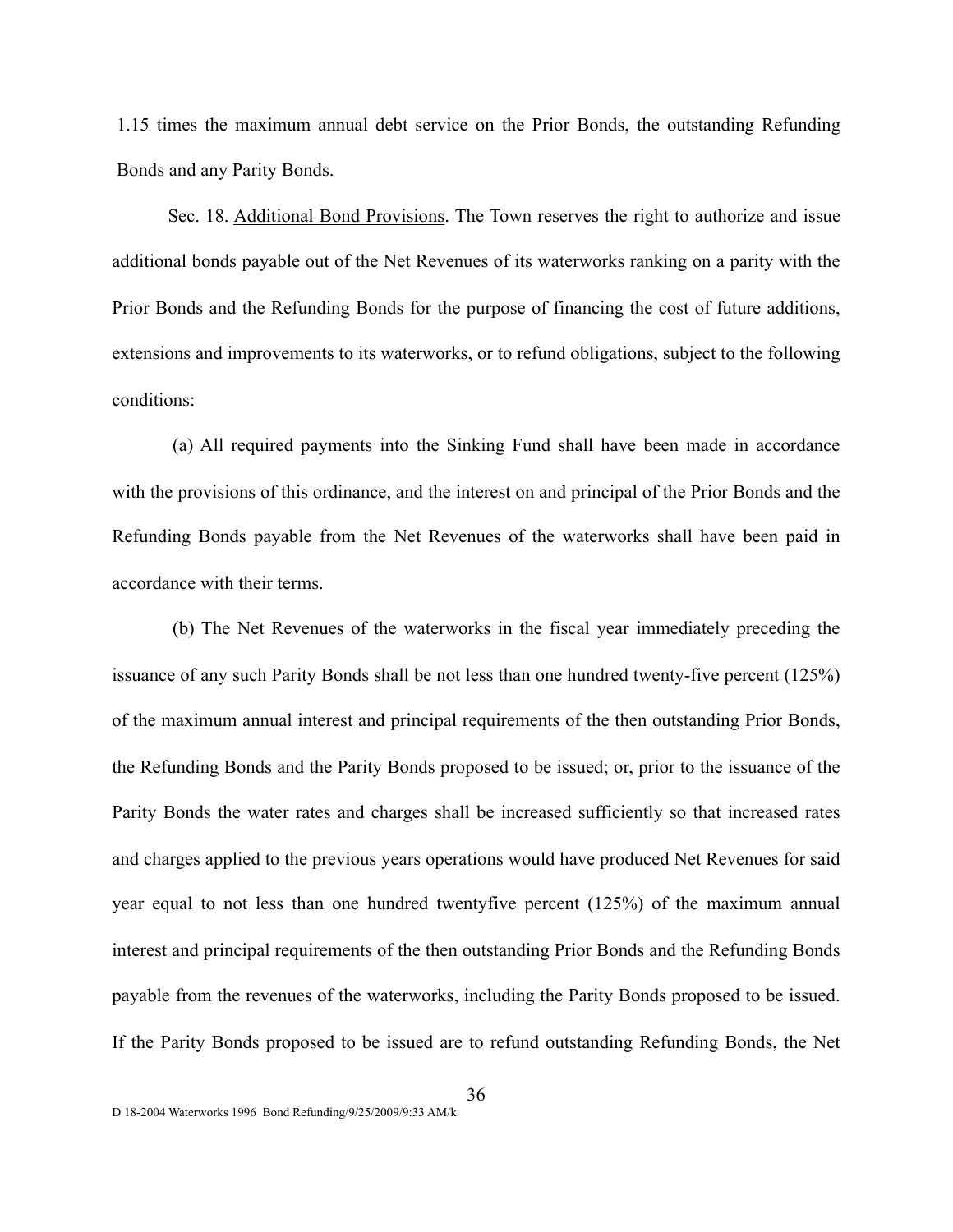1.15 times the maximum annual debt service on the Prior Bonds, the outstanding Refunding Bonds and any Parity Bonds.

Sec. 18. Additional Bond Provisions. The Town reserves the right to authorize and issue additional bonds payable out of the Net Revenues of its waterworks ranking on a parity with the Prior Bonds and the Refunding Bonds for the purpose of financing the cost of future additions, extensions and improvements to its waterworks, or to refund obligations, subject to the following conditions:

(a) All required payments into the Sinking Fund shall have been made in accordance with the provisions of this ordinance, and the interest on and principal of the Prior Bonds and the Refunding Bonds payable from the Net Revenues of the waterworks shall have been paid in accordance with their terms.

(b) The Net Revenues of the waterworks in the fiscal year immediately preceding the issuance of any such Parity Bonds shall be not less than one hundred twenty-five percent (125%) of the maximum annual interest and principal requirements of the then outstanding Prior Bonds, the Refunding Bonds and the Parity Bonds proposed to be issued; or, prior to the issuance of the Parity Bonds the water rates and charges shall be increased sufficiently so that increased rates and charges applied to the previous years operations would have produced Net Revenues for said year equal to not less than one hundred twentyfive percent (125%) of the maximum annual interest and principal requirements of the then outstanding Prior Bonds and the Refunding Bonds payable from the revenues of the waterworks, including the Parity Bonds proposed to be issued. If the Parity Bonds proposed to be issued are to refund outstanding Refunding Bonds, the Net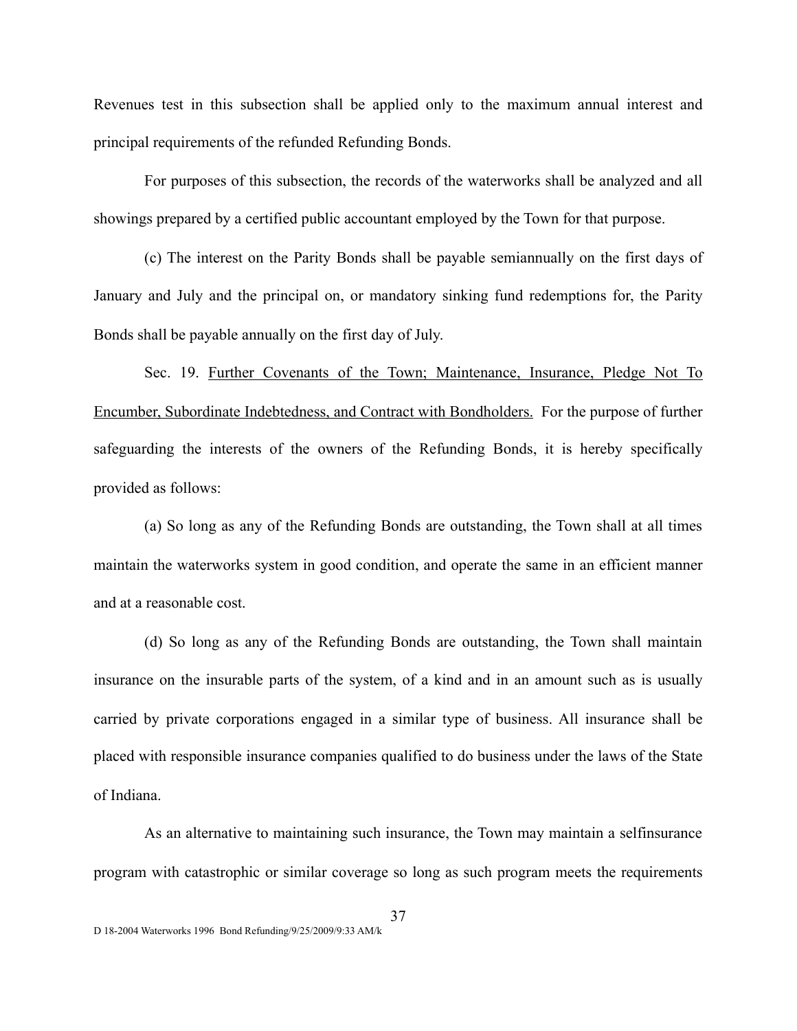Revenues test in this subsection shall be applied only to the maximum annual interest and principal requirements of the refunded Refunding Bonds.

For purposes of this subsection, the records of the waterworks shall be analyzed and all showings prepared by a certified public accountant employed by the Town for that purpose.

(c) The interest on the Parity Bonds shall be payable semiannually on the first days of January and July and the principal on, or mandatory sinking fund redemptions for, the Parity Bonds shall be payable annually on the first day of July.

Sec. 19. Further Covenants of the Town; Maintenance, Insurance, Pledge Not To Encumber, Subordinate Indebtedness, and Contract with Bondholders. For the purpose of further safeguarding the interests of the owners of the Refunding Bonds, it is hereby specifically provided as follows:

(a) So long as any of the Refunding Bonds are outstanding, the Town shall at all times maintain the waterworks system in good condition, and operate the same in an efficient manner and at a reasonable cost.

(d) So long as any of the Refunding Bonds are outstanding, the Town shall maintain insurance on the insurable parts of the system, of a kind and in an amount such as is usually carried by private corporations engaged in a similar type of business. All insurance shall be placed with responsible insurance companies qualified to do business under the laws of the State of Indiana.

As an alternative to maintaining such insurance, the Town may maintain a selfinsurance program with catastrophic or similar coverage so long as such program meets the requirements

D 18-2004 Waterworks 1996 Bond Refunding/9/25/2009/9:33 AM/k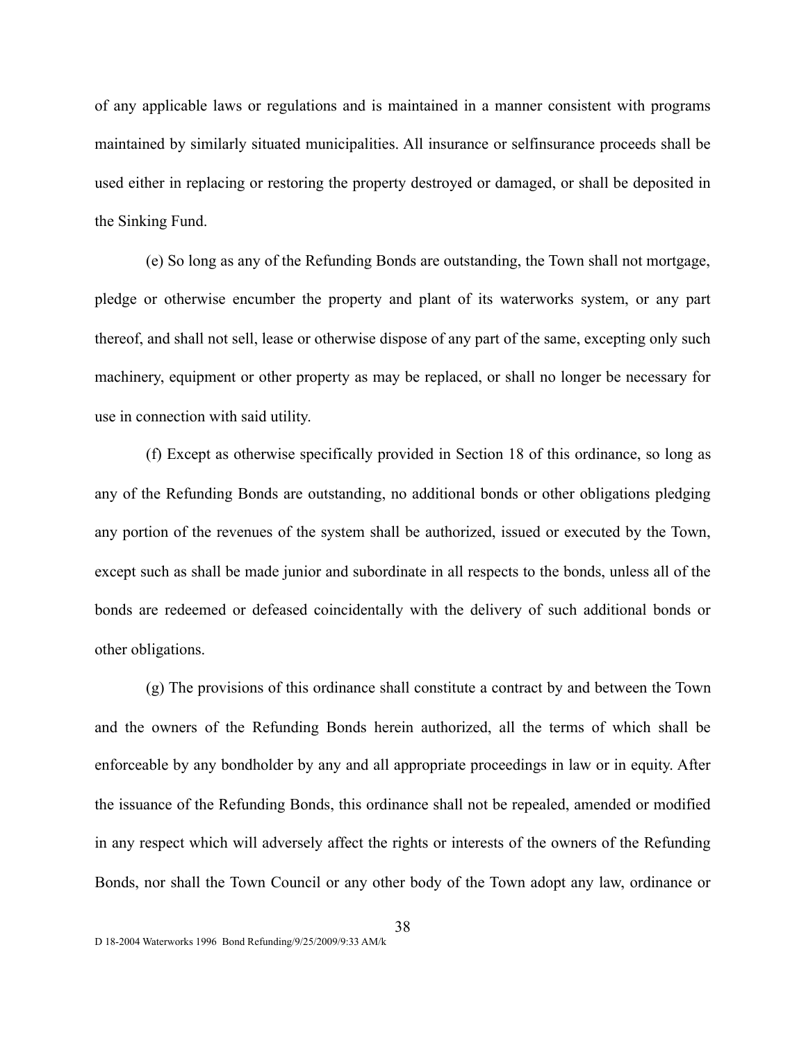of any applicable laws or regulations and is maintained in a manner consistent with programs maintained by similarly situated municipalities. All insurance or selfinsurance proceeds shall be used either in replacing or restoring the property destroyed or damaged, or shall be deposited in the Sinking Fund.

(e) So long as any of the Refunding Bonds are outstanding, the Town shall not mortgage, pledge or otherwise encumber the property and plant of its waterworks system, or any part thereof, and shall not sell, lease or otherwise dispose of any part of the same, excepting only such machinery, equipment or other property as may be replaced, or shall no longer be necessary for use in connection with said utility.

(f) Except as otherwise specifically provided in Section 18 of this ordinance, so long as any of the Refunding Bonds are outstanding, no additional bonds or other obligations pledging any portion of the revenues of the system shall be authorized, issued or executed by the Town, except such as shall be made junior and subordinate in all respects to the bonds, unless all of the bonds are redeemed or defeased coincidentally with the delivery of such additional bonds or other obligations.

(g) The provisions of this ordinance shall constitute a contract by and between the Town and the owners of the Refunding Bonds herein authorized, all the terms of which shall be enforceable by any bondholder by any and all appropriate proceedings in law or in equity. After the issuance of the Refunding Bonds, this ordinance shall not be repealed, amended or modified in any respect which will adversely affect the rights or interests of the owners of the Refunding Bonds, nor shall the Town Council or any other body of the Town adopt any law, ordinance or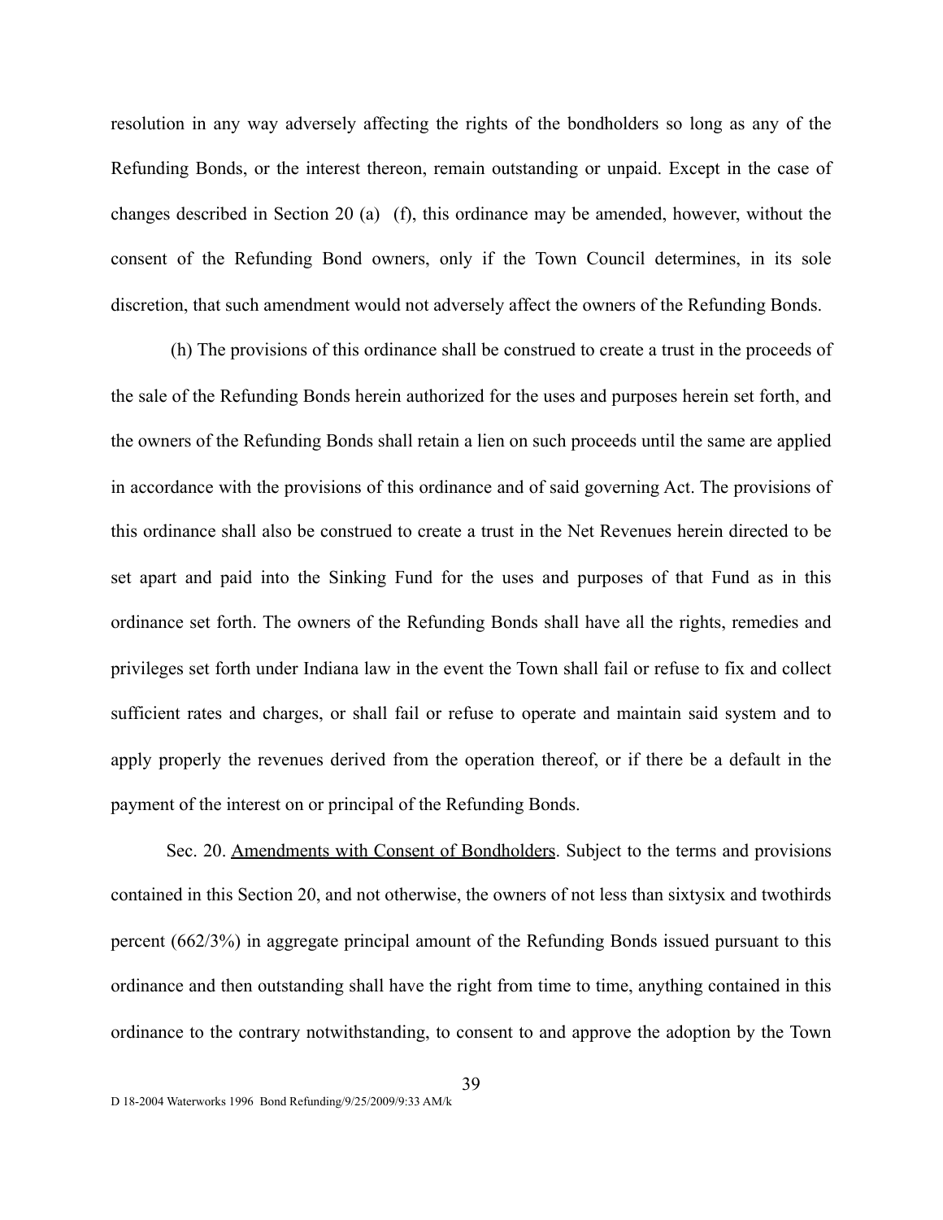resolution in any way adversely affecting the rights of the bondholders so long as any of the Refunding Bonds, or the interest thereon, remain outstanding or unpaid. Except in the case of changes described in Section 20 (a)  (f), this ordinance may be amended, however, without the consent of the Refunding Bond owners, only if the Town Council determines, in its sole discretion, that such amendment would not adversely affect the owners of the Refunding Bonds.

(h) The provisions of this ordinance shall be construed to create a trust in the proceeds of the sale of the Refunding Bonds herein authorized for the uses and purposes herein set forth, and the owners of the Refunding Bonds shall retain a lien on such proceeds until the same are applied in accordance with the provisions of this ordinance and of said governing Act. The provisions of this ordinance shall also be construed to create a trust in the Net Revenues herein directed to be set apart and paid into the Sinking Fund for the uses and purposes of that Fund as in this ordinance set forth. The owners of the Refunding Bonds shall have all the rights, remedies and privileges set forth under Indiana law in the event the Town shall fail or refuse to fix and collect sufficient rates and charges, or shall fail or refuse to operate and maintain said system and to apply properly the revenues derived from the operation thereof, or if there be a default in the payment of the interest on or principal of the Refunding Bonds.

Sec. 20. Amendments with Consent of Bondholders. Subject to the terms and provisions contained in this Section 20, and not otherwise, the owners of not less than sixtysix and twothirds percent (662/3%) in aggregate principal amount of the Refunding Bonds issued pursuant to this ordinance and then outstanding shall have the right from time to time, anything contained in this ordinance to the contrary notwithstanding, to consent to and approve the adoption by the Town

D 18-2004 Waterworks 1996 Bond Refunding/9/25/2009/9:33 AM/k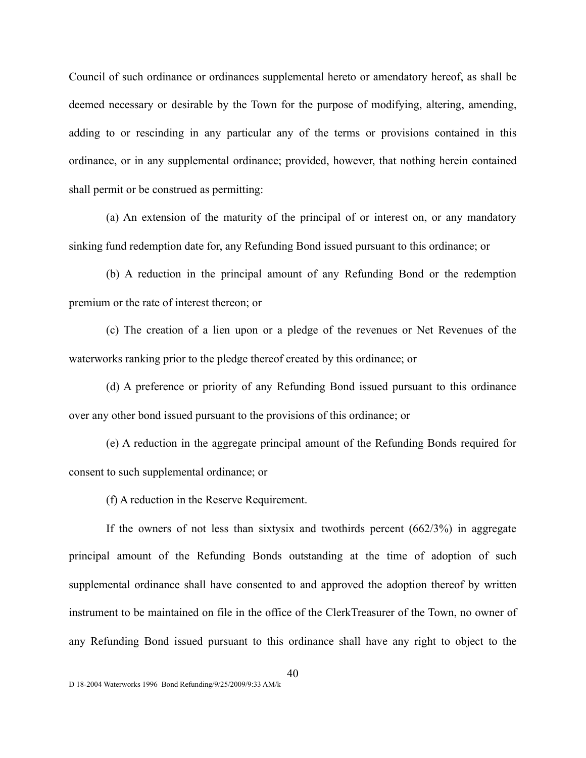Council of such ordinance or ordinances supplemental hereto or amendatory hereof, as shall be deemed necessary or desirable by the Town for the purpose of modifying, altering, amending, adding to or rescinding in any particular any of the terms or provisions contained in this ordinance, or in any supplemental ordinance; provided, however, that nothing herein contained shall permit or be construed as permitting:

(a) An extension of the maturity of the principal of or interest on, or any mandatory sinking fund redemption date for, any Refunding Bond issued pursuant to this ordinance; or

(b) A reduction in the principal amount of any Refunding Bond or the redemption premium or the rate of interest thereon; or

(c) The creation of a lien upon or a pledge of the revenues or Net Revenues of the waterworks ranking prior to the pledge thereof created by this ordinance; or

(d) A preference or priority of any Refunding Bond issued pursuant to this ordinance over any other bond issued pursuant to the provisions of this ordinance; or

(e) A reduction in the aggregate principal amount of the Refunding Bonds required for consent to such supplemental ordinance; or

(f) A reduction in the Reserve Requirement.

If the owners of not less than sixtysix and twothirds percent (662/3%) in aggregate principal amount of the Refunding Bonds outstanding at the time of adoption of such supplemental ordinance shall have consented to and approved the adoption thereof by written instrument to be maintained on file in the office of the ClerkTreasurer of the Town, no owner of any Refunding Bond issued pursuant to this ordinance shall have any right to object to the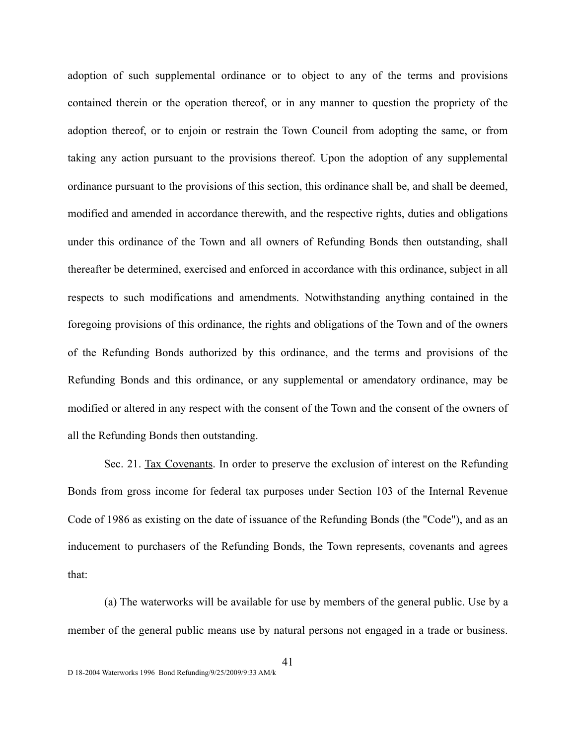adoption of such supplemental ordinance or to object to any of the terms and provisions contained therein or the operation thereof, or in any manner to question the propriety of the adoption thereof, or to enjoin or restrain the Town Council from adopting the same, or from taking any action pursuant to the provisions thereof. Upon the adoption of any supplemental ordinance pursuant to the provisions of this section, this ordinance shall be, and shall be deemed, modified and amended in accordance therewith, and the respective rights, duties and obligations under this ordinance of the Town and all owners of Refunding Bonds then outstanding, shall thereafter be determined, exercised and enforced in accordance with this ordinance, subject in all respects to such modifications and amendments. Notwithstanding anything contained in the foregoing provisions of this ordinance, the rights and obligations of the Town and of the owners of the Refunding Bonds authorized by this ordinance, and the terms and provisions of the Refunding Bonds and this ordinance, or any supplemental or amendatory ordinance, may be modified or altered in any respect with the consent of the Town and the consent of the owners of all the Refunding Bonds then outstanding.

Sec. 21. Tax Covenants. In order to preserve the exclusion of interest on the Refunding Bonds from gross income for federal tax purposes under Section 103 of the Internal Revenue Code of 1986 as existing on the date of issuance of the Refunding Bonds (the "Code"), and as an inducement to purchasers of the Refunding Bonds, the Town represents, covenants and agrees that:

(a) The waterworks will be available for use by members of the general public. Use by a member of the general public means use by natural persons not engaged in a trade or business.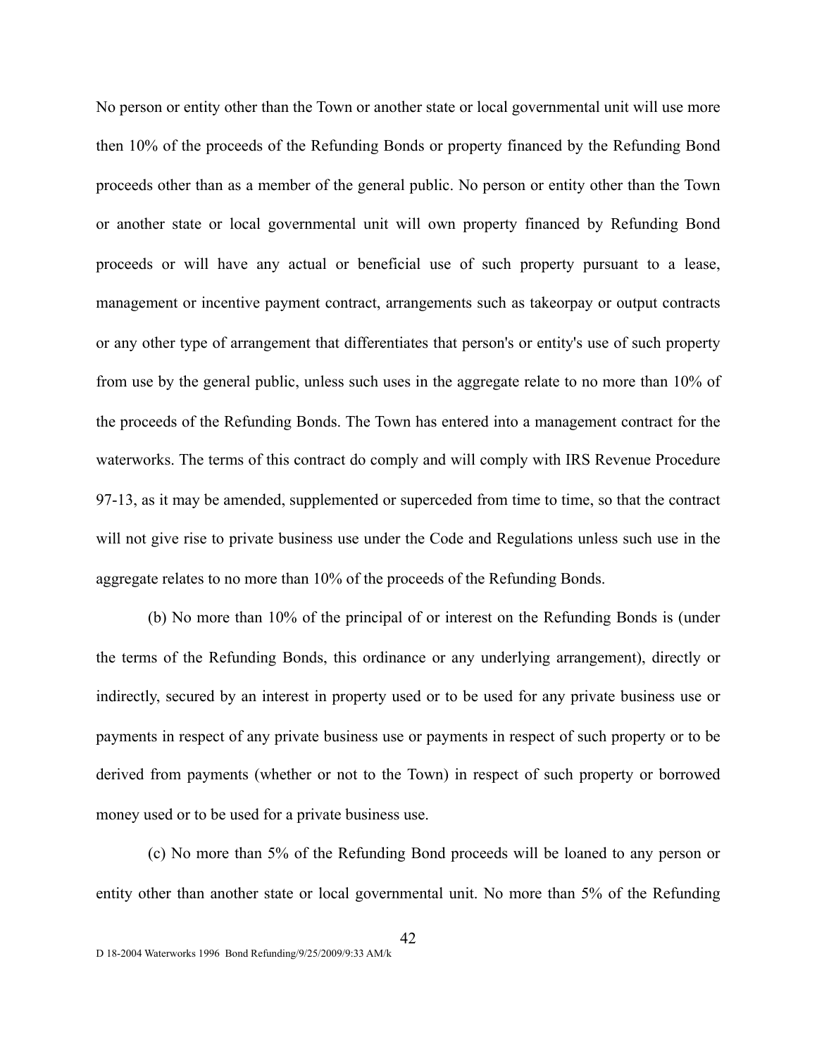No person or entity other than the Town or another state or local governmental unit will use more then 10% of the proceeds of the Refunding Bonds or property financed by the Refunding Bond proceeds other than as a member of the general public. No person or entity other than the Town or another state or local governmental unit will own property financed by Refunding Bond proceeds or will have any actual or beneficial use of such property pursuant to a lease, management or incentive payment contract, arrangements such as takeorpay or output contracts or any other type of arrangement that differentiates that person's or entity's use of such property from use by the general public, unless such uses in the aggregate relate to no more than 10% of the proceeds of the Refunding Bonds. The Town has entered into a management contract for the waterworks. The terms of this contract do comply and will comply with IRS Revenue Procedure 97-13, as it may be amended, supplemented or superceded from time to time, so that the contract will not give rise to private business use under the Code and Regulations unless such use in the aggregate relates to no more than 10% of the proceeds of the Refunding Bonds.

(b) No more than 10% of the principal of or interest on the Refunding Bonds is (under the terms of the Refunding Bonds, this ordinance or any underlying arrangement), directly or indirectly, secured by an interest in property used or to be used for any private business use or payments in respect of any private business use or payments in respect of such property or to be derived from payments (whether or not to the Town) in respect of such property or borrowed money used or to be used for a private business use.

(c) No more than 5% of the Refunding Bond proceeds will be loaned to any person or entity other than another state or local governmental unit. No more than 5% of the Refunding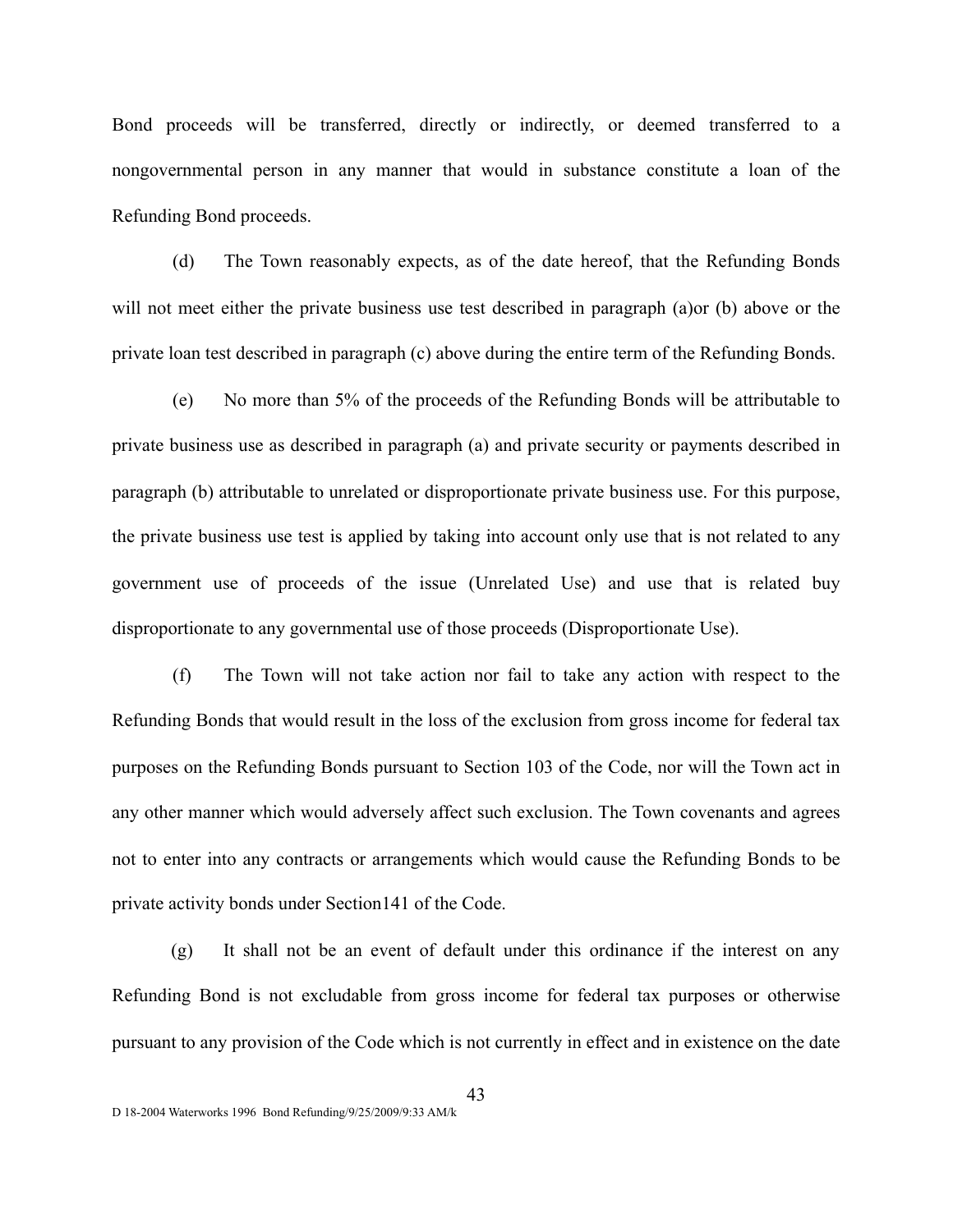Bond proceeds will be transferred, directly or indirectly, or deemed transferred to a nongovernmental person in any manner that would in substance constitute a loan of the Refunding Bond proceeds.

(d) The Town reasonably expects, as of the date hereof, that the Refunding Bonds will not meet either the private business use test described in paragraph (a)or (b) above or the private loan test described in paragraph (c) above during the entire term of the Refunding Bonds.

(e) No more than 5% of the proceeds of the Refunding Bonds will be attributable to private business use as described in paragraph (a) and private security or payments described in paragraph (b) attributable to unrelated or disproportionate private business use. For this purpose, the private business use test is applied by taking into account only use that is not related to any government use of proceeds of the issue (Unrelated Use) and use that is related buy disproportionate to any governmental use of those proceeds (Disproportionate Use).

(f) The Town will not take action nor fail to take any action with respect to the Refunding Bonds that would result in the loss of the exclusion from gross income for federal tax purposes on the Refunding Bonds pursuant to Section 103 of the Code, nor will the Town act in any other manner which would adversely affect such exclusion. The Town covenants and agrees not to enter into any contracts or arrangements which would cause the Refunding Bonds to be private activity bonds under Section141 of the Code.

(g) It shall not be an event of default under this ordinance if the interest on any Refunding Bond is not excludable from gross income for federal tax purposes or otherwise pursuant to any provision of the Code which is not currently in effect and in existence on the date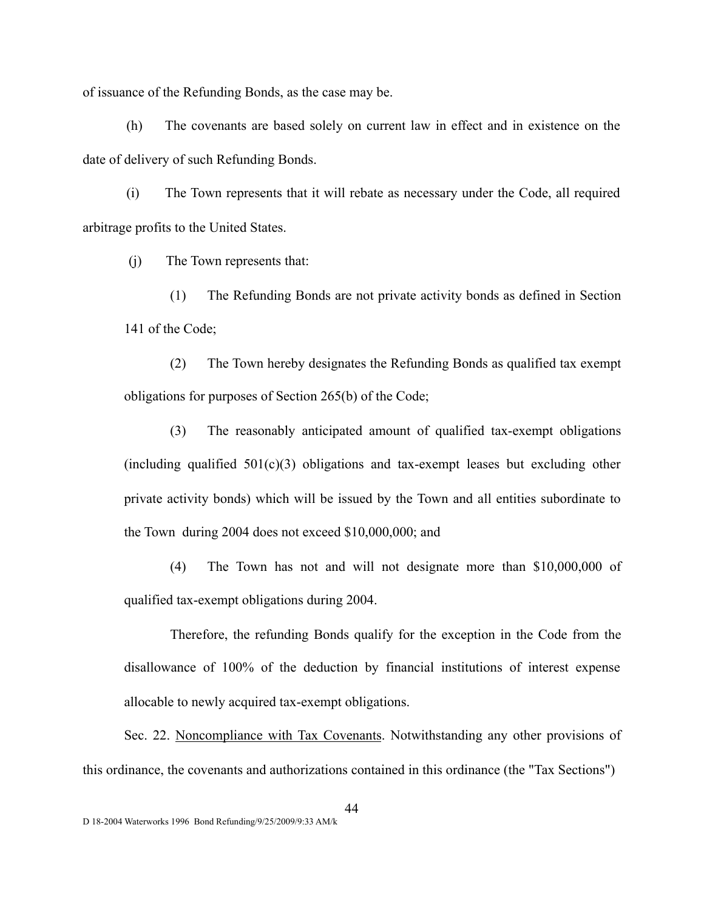of issuance of the Refunding Bonds, as the case may be.

(h) The covenants are based solely on current law in effect and in existence on the date of delivery of such Refunding Bonds.

(i) The Town represents that it will rebate as necessary under the Code, all required arbitrage profits to the United States.

(j) The Town represents that:

(1) The Refunding Bonds are not private activity bonds as defined in Section 141 of the Code;

(2) The Town hereby designates the Refunding Bonds as qualified tax exempt obligations for purposes of Section 265(b) of the Code;

(3) The reasonably anticipated amount of qualified tax-exempt obligations (including qualified 501(c)(3) obligations and tax-exempt leases but excluding other private activity bonds) which will be issued by the Town and all entities subordinate to the Town during 2004 does not exceed $10,000,000; and

(4) The Town has not and will not designate more than $10,000,000 of qualified tax-exempt obligations during 2004.

Therefore, the refunding Bonds qualify for the exception in the Code from the disallowance of 100% of the deduction by financial institutions of interest expense allocable to newly acquired tax-exempt obligations.

Sec. 22. Noncompliance with Tax Covenants. Notwithstanding any other provisions of this ordinance, the covenants and authorizations contained in this ordinance (the "Tax Sections")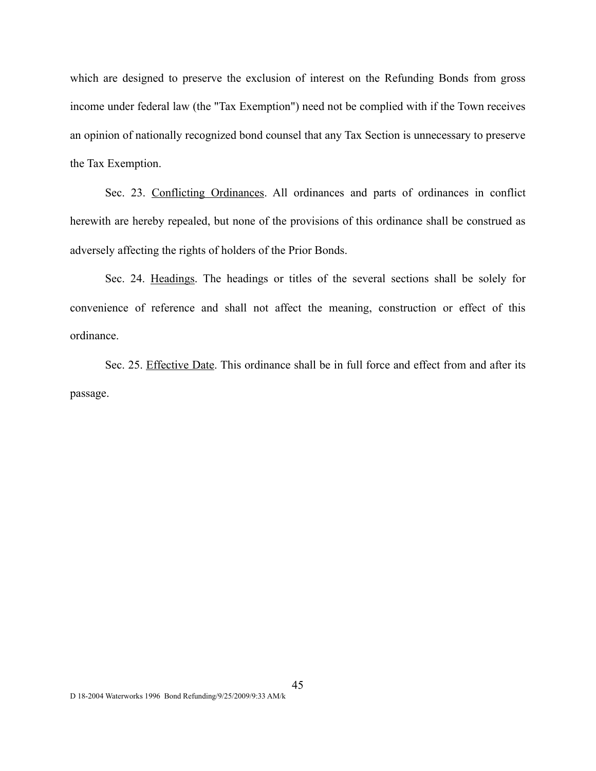which are designed to preserve the exclusion of interest on the Refunding Bonds from gross income under federal law (the "Tax Exemption") need not be complied with if the Town receives an opinion of nationally recognized bond counsel that any Tax Section is unnecessary to preserve the Tax Exemption.

Sec. 23. Conflicting Ordinances. All ordinances and parts of ordinances in conflict herewith are hereby repealed, but none of the provisions of this ordinance shall be construed as adversely affecting the rights of holders of the Prior Bonds.

Sec. 24. Headings. The headings or titles of the several sections shall be solely for convenience of reference and shall not affect the meaning, construction or effect of this ordinance.

Sec. 25. Effective Date. This ordinance shall be in full force and effect from and after its passage.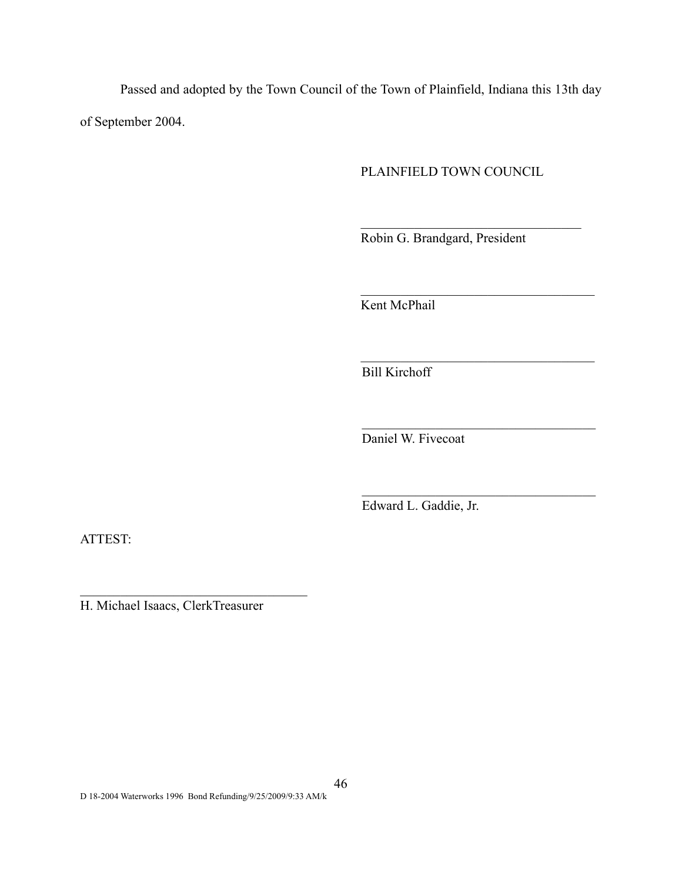Passed and adopted by the Town Council of the Town of Plainfield, Indiana this 13th day of September 2004.

PLAINFIELD TOWN COUNCIL

\_\_\_\_\_\_\_\_\_\_\_\_\_\_\_\_\_\_\_\_\_\_\_\_\_\_\_\_\_\_\_\_\_\_
Robin G. Brandgard, President

\_\_\_\_\_\_\_\_\_\_\_\_\_\_\_\_\_\_\_\_\_\_\_\_\_\_\_\_\_\_\_\_\_\_
Kent McPhail

\_\_\_\_\_\_\_\_\_\_\_\_\_\_\_\_\_\_\_\_\_\_\_\_\_\_\_\_\_\_\_\_\_\_
Bill Kirchoff

\_\_\_\_\_\_\_\_\_\_\_\_\_\_\_\_\_\_\_\_\_\_\_\_\_\_\_\_\_\_\_\_\_\_
Daniel W. Fivecoat

\_\_\_\_\_\_\_\_\_\_\_\_\_\_\_\_\_\_\_\_\_\_\_\_\_\_\_\_\_\_\_\_\_\_
Edward L. Gaddie, Jr.

ATTEST:

\_\_\_\_\_\_\_\_\_\_\_\_\_\_\_\_\_\_\_\_\_\_\_\_\_\_\_\_\_\_\_\_\_\_
H. Michael Isaacs, ClerkTreasurer

D 18-2004 Waterworks 1996 Bond Refunding/9/25/2009/9:33 AM/k